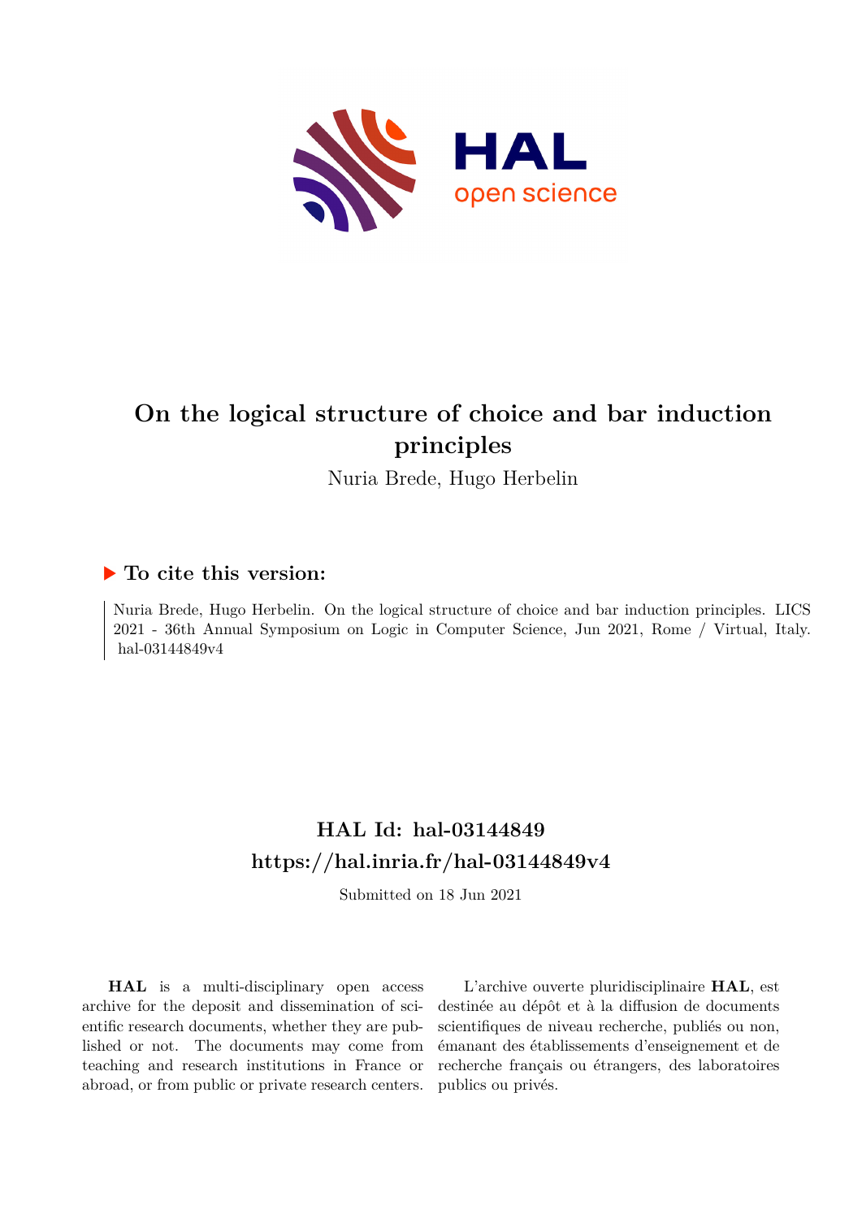# On the logical structure of choice and bar induction principles

Nuria Brede, Hugo Herbelin

## ▶ To cite this version:

Nuria Brede, Hugo Herbelin. On the logical structure of choice and bar induction principles. LICS 2021 - 36th Annual Symposium on Logic in Computer Science, Jun 2021, Rome / Virtual, Italy. hal-03144849v4

## HAL Id: hal-03144849
## https://hal.inria.fr/hal-03144849v4

Submitted on 18 Jun 2021

**HAL** is a multi-disciplinary open access archive for the deposit and dissemination of scientific research documents, whether they are published or not. The documents may come from teaching and research institutions in France or abroad, or from public or private research centers.

L'archive ouverte pluridisciplinaire **HAL**, est destinée au dépôt et à la diffusion de documents scientifiques de niveau recherche, publiés ou non, émanant des établissements d'enseignement et de recherche français ou étrangers, des laboratoires publics ou privés.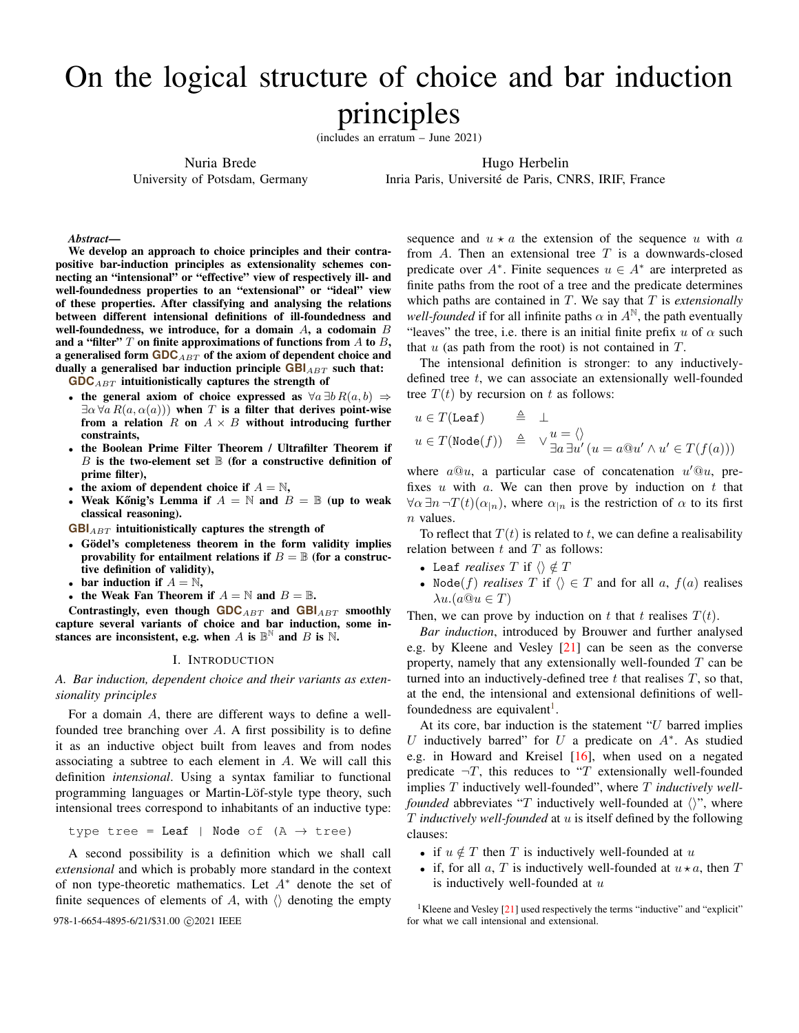# On the logical structure of choice and bar induction principles

(includes an erratum – June 2021)

Nuria Brede
University of Potsdam, Germany

Hugo Herbelin
Inria Paris, Université de Paris, CNRS, IRIF, France

***Abstract*—**
**We develop an approach to choice principles and their contrapositive bar-induction principles as extensionality schemes connecting an "intensional" or "effective" view of respectively ill- and well-foundedness properties to an "extensional" or "ideal" view of these properties. After classifying and analysing the relations between different intensional definitions of ill-foundedness and well-foundedness, we introduce, for a domain $A$, a codomain $B$ and a "filter" $T$ on finite approximations of functions from $A$ to $B$, a generalised form $\mathsf{GDC}_{ABT}$ of the axiom of dependent choice and dually a generalised bar induction principle $\mathsf{GBI}_{ABT}$ such that:**

**$\mathsf{GDC}_{ABT}$ intuitionistically captures the strength of**

- **the general axiom of choice expressed as $\forall a\, \exists b\, R(a, b) \Rightarrow \exists \alpha\, \forall a\, R(a, \alpha(a)))$ when $T$ is a filter that derives point-wise from a relation $R$ on $A \times B$ without introducing further constraints,**
- **the Boolean Prime Filter Theorem / Ultrafilter Theorem if $B$ is the two-element set $\mathbb{B}$ (for a constructive definition of prime filter),**
- **the axiom of dependent choice if $A = \mathbb{N}$,**
- **Weak Kőnig's Lemma if $A = \mathbb{N}$ and $B = \mathbb{B}$ (up to weak classical reasoning).**

**$\mathsf{GBI}_{ABT}$ intuitionistically captures the strength of**

- **Gödel's completeness theorem in the form validity implies provability for entailment relations if $B = \mathbb{B}$ (for a constructive definition of validity),**
- **bar induction if $A = \mathbb{N}$,**
- **the Weak Fan Theorem if $A = \mathbb{N}$ and $B = \mathbb{B}$.**

**Contrastingly, even though $\mathsf{GDC}_{ABT}$ and $\mathsf{GBI}_{ABT}$ smoothly capture several variants of choice and bar induction, some instances are inconsistent, e.g. when $A$ is $\mathbb{B}^{\mathbb{N}}$ and $B$ is $\mathbb{N}$.**

## I. Introduction

### A. Bar induction, dependent choice and their variants as extensionality principles

For a domain $A$, there are different ways to define a well-founded tree branching over $A$. A first possibility is to define it as an inductive object built from leaves and from nodes associating a subtree to each element in $A$. We will call this definition *intensional*. Using a syntax familiar to functional programming languages or Martin-Löf-style type theory, such intensional trees correspond to inhabitants of an inductive type:

```
type tree = Leaf | Node of (A → tree)
```

A second possibility is a definition which we shall call *extensional* and which is probably more standard in the context of non type-theoretic mathematics. Let $A^*$ denote the set of finite sequences of elements of $A$, with $\langle\rangle$ denoting the empty sequence and $u \star a$ the extension of the sequence $u$ with $a$ from $A$. Then an extensional tree $T$ is a downwards-closed predicate over $A^*$. Finite sequences $u \in A^*$ are interpreted as finite paths from the root of a tree and the predicate determines which paths are contained in $T$. We say that $T$ is *extensionally well-founded* if for all infinite paths $\alpha$ in $A^{\mathbb{N}}$, the path eventually "leaves" the tree, i.e. there is an initial finite prefix $u$ of $\alpha$ such that $u$ (as path from the root) is not contained in $T$.

The intensional definition is stronger: to any inductively-defined tree $t$, we can associate an extensionally well-founded tree $T(t)$ by recursion on $t$ as follows:

$$
\begin{array}{lll}
u \in T(\mathtt{Leaf}) & \triangleq & \bot \\
u \in T(\mathtt{Node}(f)) & \triangleq & \vee \begin{array}{l} u = \langle\rangle \\ \exists a\, \exists u'\, (u = a@u' \wedge u' \in T(f(a))) \end{array}
\end{array}
$$

where $a@u$, a particular case of concatenation $u'@u$, prefixes $u$ with $a$. We can then prove by induction on $t$ that $\forall \alpha\, \exists n\, \neg T(t)(\alpha_{|n})$, where $\alpha_{|n}$ is the restriction of $\alpha$ to its first $n$ values.

To reflect that $T(t)$ is related to $t$, we can define a realisability relation between $t$ and $T$ as follows:

- $\mathtt{Leaf}$ *realises* $T$ if $\langle\rangle \notin T$
- $\mathtt{Node}(f)$ *realises* $T$ if $\langle\rangle \in T$ and for all $a$, $f(a)$ realises $\lambda u.(a@u \in T)$

Then, we can prove by induction on $t$ that $t$ realises $T(t)$.

*Bar induction*, introduced by Brouwer and further analysed e.g. by Kleene and Vesley [21] can be seen as the converse property, namely that any extensionally well-founded $T$ can be turned into an inductively-defined tree $t$ that realises $T$, so that, at the end, the intensional and extensional definitions of well-foundedness are equivalent[1].

At its core, bar induction is the statement "$U$ barred implies $U$ inductively barred" for $U$ a predicate on $A^*$. As studied e.g. in Howard and Kreisel [16], when used on a negated predicate $\neg T$, this reduces to "$T$ extensionally well-founded implies $T$ inductively well-founded", where $T$ *inductively well-founded* abbreviates "$T$ inductively well-founded at $\langle\rangle$", where $T$ *inductively well-founded* at $u$ is itself defined by the following clauses:

- if $u \notin T$ then $T$ is inductively well-founded at $u$
- if, for all $a$, $T$ is inductively well-founded at $u \star a$, then $T$ is inductively well-founded at $u$

[1] Kleene and Vesley [21] used respectively the terms "inductive" and "explicit" for what we call intensional and extensional.

978-1-6654-4895-6/21/$31.00 ©2021 IEEE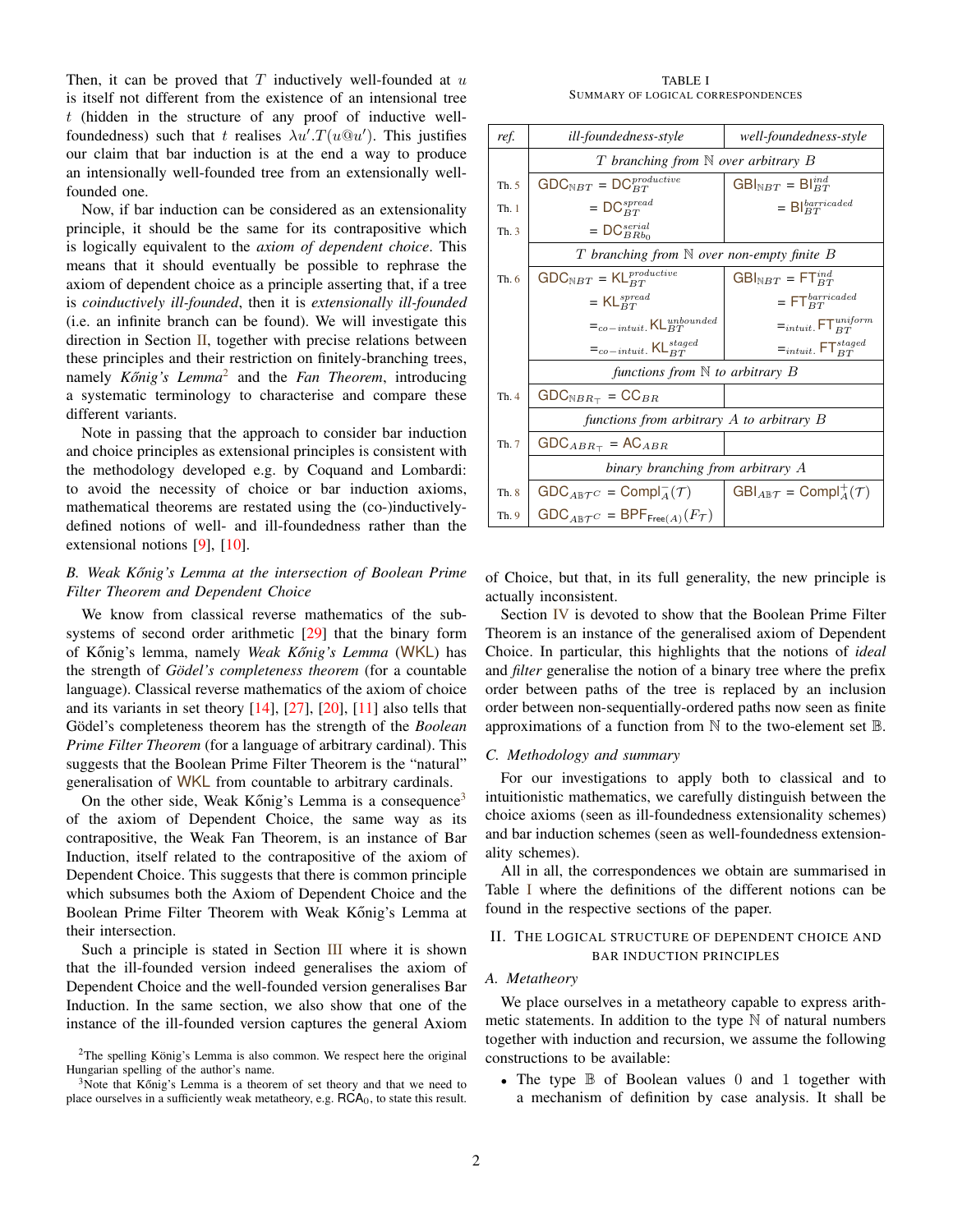Then, it can be proved that $T$ inductively well-founded at $u$ is itself not different from the existence of an intensional tree $t$ (hidden in the structure of any proof of inductive well-foundedness) such that $t$ realises $\lambda u'.T(u@u')$. This justifies our claim that bar induction is at the end a way to produce an intensionally well-founded tree from an extensionally well-founded one.

Now, if bar induction can be considered as an extensionality principle, it should be the same for its contrapositive which is logically equivalent to the *axiom of dependent choice*. This means that it should eventually be possible to rephrase the axiom of dependent choice as a principle asserting that, if a tree is *coinductively ill-founded*, then it is *extensionally ill-founded* (i.e. an infinite branch can be found). We will investigate this direction in Section II, together with precise relations between these principles and their restriction on finitely-branching trees, namely *Kőnig's Lemma*[2] and the *Fan Theorem*, introducing a systematic terminology to characterise and compare these different variants.

Note in passing that the approach to consider bar induction and choice principles as extensional principles is consistent with the methodology developed e.g. by Coquand and Lombardi: to avoid the necessity of choice or bar induction axioms, mathematical theorems are restated using the (co-)inductively-defined notions of well- and ill-foundedness rather than the extensional notions [9], [10].

### B. Weak Kőnig's Lemma at the intersection of Boolean Prime Filter Theorem and Dependent Choice

We know from classical reverse mathematics of the subsystems of second order arithmetic [29] that the binary form of Kőnig's lemma, namely *Weak Kőnig's Lemma* (WKL) has the strength of *Gödel's completeness theorem* (for a countable language). Classical reverse mathematics of the axiom of choice and its variants in set theory [14], [27], [20], [11] also tells that Gödel's completeness theorem has the strength of the *Boolean Prime Filter Theorem* (for a language of arbitrary cardinal). This suggests that the Boolean Prime Filter Theorem is the "natural" generalisation of WKL from countable to arbitrary cardinals.

On the other side, Weak Kőnig's Lemma is a consequence[3] of the axiom of Dependent Choice, the same way as its contrapositive, the Weak Fan Theorem, is an instance of Bar Induction, itself related to the contrapositive of the axiom of Dependent Choice. This suggests that there is common principle which subsumes both the Axiom of Dependent Choice and the Boolean Prime Filter Theorem with Weak Kőnig's Lemma at their intersection.

Such a principle is stated in Section III where it is shown that the ill-founded version indeed generalises the axiom of Dependent Choice and the well-founded version generalises Bar Induction. In the same section, we also show that one of the instance of the ill-founded version captures the general Axiom of Choice, but that, in its full generality, the new principle is actually inconsistent.

Section IV is devoted to show that the Boolean Prime Filter Theorem is an instance of the generalised axiom of Dependent Choice. In particular, this highlights that the notions of *ideal* and *filter* generalise the notion of a binary tree where the prefix order between paths of the tree is replaced by an inclusion order between non-sequentially-ordered paths now seen as finite approximations of a function from $\mathbb{N}$ to the two-element set $\mathbb{B}$.

### C. Methodology and summary

For our investigations to apply both to classical and to intuitionistic mathematics, we carefully distinguish between the choice axioms (seen as ill-foundedness extensionality schemes) and bar induction schemes (seen as well-foundedness extensionality schemes).

All in all, the correspondences we obtain are summarised in Table I where the definitions of the different notions can be found in the respective sections of the paper.

TABLE I
SUMMARY OF LOGICAL CORRESPONDENCES

| *ref.* | *ill-foundedness-style* | *well-foundedness-style* |
|---|---|---|
| | *$T$ branching from $\mathbb{N}$ over arbitrary $B$* | |
| Th. 5 | $\mathsf{GDC}_{\mathbb{N}BT} = \mathsf{DC}_{BT}^{productive}$ | $\mathsf{GBI}_{\mathbb{N}BT} = \mathsf{BI}_{BT}^{ind}$ |
| Th. 1 | $= \mathsf{DC}_{BT}^{spread}$ | $= \mathsf{BI}_{BT}^{barricaded}$ |
| Th. 3 | $= \mathsf{DC}_{BRb_0}^{serial}$ | |
| | *$T$ branching from $\mathbb{N}$ over non-empty finite $B$* | |
| Th. 6 | $\mathsf{GDC}_{\mathbb{N}BT} = \mathsf{KL}_{BT}^{productive}$ | $\mathsf{GBI}_{\mathbb{N}BT} = \mathsf{FT}_{BT}^{ind}$ |
| | $= \mathsf{KL}_{BT}^{spread}$ | $= \mathsf{FT}_{BT}^{barricaded}$ |
| | $=_{co-intuit.} \mathsf{KL}_{BT}^{unbounded}$ | $=_{intuit.} \mathsf{FT}_{BT}^{uniform}$ |
| | $=_{co-intuit.} \mathsf{KL}_{BT}^{staged}$ | $=_{intuit.} \mathsf{FT}_{BT}^{staged}$ |
| | *functions from $\mathbb{N}$ to arbitrary $B$* | |
| Th. 4 | $\mathsf{GDC}_{\mathbb{N}BR_{\top}} = \mathsf{CC}_{BR}$ | |
| | *functions from arbitrary $A$ to arbitrary $B$* | |
| Th. 7 | $\mathsf{GDC}_{ABR_{\top}} = \mathsf{AC}_{ABR}$ | |
| | *binary branching from arbitrary $A$* | |
| Th. 8 | $\mathsf{GDC}_{A\mathbb{B}\mathcal{T}^C} = \mathsf{Compl}_A^-(\mathcal{T})$ | $\mathsf{GBI}_{A\mathbb{B}\mathcal{T}} = \mathsf{Compl}_A^+(\mathcal{T})$ |
| Th. 9 | $\mathsf{GDC}_{A\mathbb{B}\mathcal{T}^C} = \mathsf{BPF}_{\mathsf{Free}(A)}(F_{\mathcal{T}})$ | |

## II. The logical structure of dependent choice and bar induction principles

### A. Metatheory

We place ourselves in a metatheory capable to express arithmetic statements. In addition to the type $\mathbb{N}$ of natural numbers together with induction and recursion, we assume the following constructions to be available:

- The type $\mathbb{B}$ of Boolean values 0 and 1 together with a mechanism of definition by case analysis. It shall be

[2] The spelling König's Lemma is also common. We respect here the original Hungarian spelling of the author's name.

[3] Note that Kőnig's Lemma is a theorem of set theory and that we need to place ourselves in a sufficiently weak metatheory, e.g. $\mathsf{RCA}_0$, to state this result.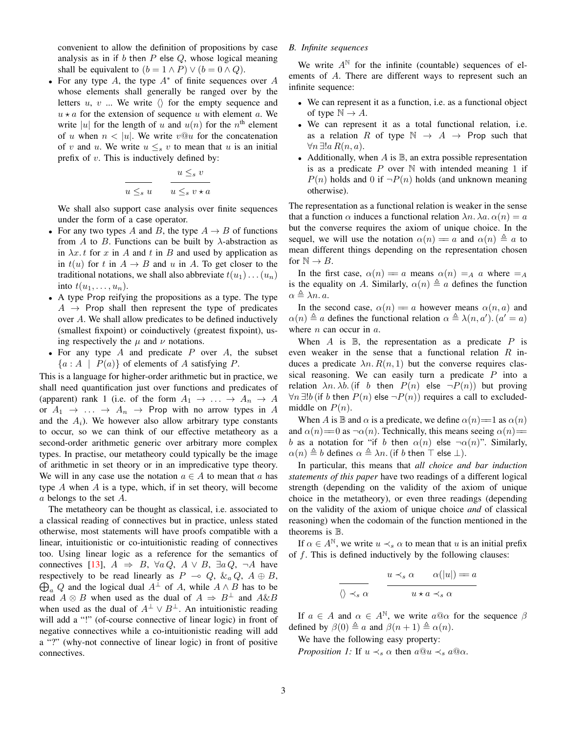convenient to allow the definition of propositions by case analysis as in if $b$ then $P$ else $Q$, whose logical meaning shall be equivalent to $(b = 1 \wedge P) \vee (b = 0 \wedge Q)$.

- For any type $A$, the type $A^*$ of finite sequences over $A$ whose elements shall generally be ranged over by the letters $u$, $v$ ... We write $\langle\rangle$ for the empty sequence and $u \star a$ for the extension of sequence $u$ with element $a$. We write $|u|$ for the length of $u$ and $u(n)$ for the $n^{\text{th}}$ element of $u$ when $n < |u|$. We write $v@u$ for the concatenation of $v$ and $u$. We write $u \leq_s v$ to mean that $u$ is an initial prefix of $v$. This is inductively defined by:

$$\frac{}{u \leq_s u} \qquad \frac{u \leq_s v}{u \leq_s v \star a}$$

  We shall also support case analysis over finite sequences under the form of a case operator.
- For any two types $A$ and $B$, the type $A \to B$ of functions from $A$ to $B$. Functions can be built by $\lambda$-abstraction as in $\lambda x. t$ for $x$ in $A$ and $t$ in $B$ and used by application as in $t(u)$ for $t$ in $A \to B$ and $u$ in $A$. To get closer to the traditional notations, we shall also abbreviate $t(u_1)\ldots(u_n)$ into $t(u_1, \ldots, u_n)$.
- A type Prop reifying the propositions as a type. The type $A \to \text{Prop}$ shall then represent the type of predicates over $A$. We shall allow predicates to be defined inductively (smallest fixpoint) or coinductively (greatest fixpoint), using respectively the $\mu$ and $\nu$ notations.
- For any type $A$ and predicate $P$ over $A$, the subset $\{a : A \mid P(a)\}$ of elements of $A$ satisfying $P$.

This is a language for higher-order arithmetic but in practice, we shall need quantification just over functions and predicates of (apparent) rank 1 (i.e. of the form $A_1 \to \ldots \to A_n \to A$ or $A_1 \to \ldots \to A_n \to \text{Prop}$ with no arrow types in $A$ and the $A_i$). We however also allow arbitrary type constants to occur, so we can think of our effective metatheory as a second-order arithmetic generic over arbitrary more complex types. In practise, our metatheory could typically be the image of arithmetic in set theory or in an impredicative type theory. We will in any case use the notation $a \in A$ to mean that $a$ has type $A$ when $A$ is a type, which, if in set theory, will become $a$ belongs to the set $A$.

The metatheory can be thought as classical, i.e. associated to a classical reading of connectives but in practice, unless stated otherwise, most statements will have proofs compatible with a linear, intuitionistic or co-intuitionistic reading of connectives too. Using linear logic as a reference for the semantics of connectives [13], $A \Rightarrow B$, $\forall a\, Q$, $A \vee B$, $\exists a\, Q$, $\neg A$ have respectively to be read linearly as $P \multimap Q$, $\&_a Q$, $A \oplus B$, $\bigoplus_a Q$ and the logical dual $A^\perp$ of $A$, while $A \wedge B$ has to be read $A \otimes B$ when used as the dual of $A \Rightarrow B^\perp$ and $A \& B$ when used as the dual of $A^\perp \vee B^\perp$. An intuitionistic reading will add a "!" (of-course connective of linear logic) in front of negative connectives while a co-intuitionistic reading will add a "?" (why-not connective of linear logic) in front of positive connectives.

### B. Infinite sequences

We write $A^{\mathbb{N}}$ for the infinite (countable) sequences of elements of $A$. There are different ways to represent such an infinite sequence:

- We can represent it as a function, i.e. as a functional object of type $\mathbb{N} \to A$.
- We can represent it as a total functional relation, i.e. as a relation $R$ of type $\mathbb{N} \to A \to \text{Prop}$ such that $\forall n\, \exists! a\, R(n, a)$.
- Additionally, when $A$ is $\mathbb{B}$, an extra possible representation is as a predicate $P$ over $\mathbb{N}$ with intended meaning 1 if $P(n)$ holds and 0 if $\neg P(n)$ holds (and unknown meaning otherwise).

The representation as a functional relation is weaker in the sense that a function $\alpha$ induces a functional relation $\lambda n. \lambda a. \alpha(n) = a$ but the converse requires the axiom of unique choice. In the sequel, we will use the notation $\alpha(n) =\!= a$ and $\alpha(n) \triangleq a$ to mean different things depending on the representation chosen for $\mathbb{N} \to B$.

In the first case, $\alpha(n) =\!= a$ means $\alpha(n) =_A a$ where $=_A$ is the equality on $A$. Similarly, $\alpha(n) \triangleq a$ defines the function $\alpha \triangleq \lambda n. a$.

In the second case, $\alpha(n) =\!= a$ however means $\alpha(n, a)$ and $\alpha(n) \triangleq a$ defines the functional relation $\alpha \triangleq \lambda(n, a'). (a' = a)$ where $n$ can occur in $a$.

When $A$ is $\mathbb{B}$, the representation as a predicate $P$ is even weaker in the sense that a functional relation $R$ induces a predicate $\lambda n. R(n, 1)$ but the converse requires classical reasoning. We can easily turn a predicate $P$ into a relation $\lambda n. \lambda b. (\text{if } b \text{ then } P(n) \text{ else } \neg P(n))$ but proving $\forall n\, \exists! b\, (\text{if } b \text{ then } P(n) \text{ else } \neg P(n))$ requires a call to excluded-middle on $P(n)$.

When $A$ is $\mathbb{B}$ and $\alpha$ is a predicate, we define $\alpha(n) =\!= 1$ as $\alpha(n)$ and $\alpha(n) =\!= 0$ as $\neg\alpha(n)$. Technically, this means seeing $\alpha(n) =\!= b$ as a notation for "if $b$ then $\alpha(n)$ else $\neg\alpha(n)$". Similarly, $\alpha(n) \triangleq b$ defines $\alpha \triangleq \lambda n. (\text{if } b \text{ then } \top \text{ else } \bot)$.

In particular, this means that *all choice and bar induction statements of this paper* have two readings of a different logical strength (depending on the validity of the axiom of unique choice in the metatheory), or even three readings (depending on the validity of the axiom of unique choice *and* of classical reasoning) when the codomain of the function mentioned in the theorems is $\mathbb{B}$.

If $\alpha \in A^{\mathbb{N}}$, we write $u \prec_s \alpha$ to mean that $u$ is an initial prefix of $f$. This is defined inductively by the following clauses:

$$\frac{}{\langle\rangle \prec_s \alpha} \qquad \frac{u \prec_s \alpha \qquad \alpha(|u|) =\!= a}{u \star a \prec_s \alpha}$$

If $a \in A$ and $\alpha \in A^{\mathbb{N}}$, we write $a@\alpha$ for the sequence $\beta$ defined by $\beta(0) \triangleq a$ and $\beta(n+1) \triangleq \alpha(n)$.

We have the following easy property:

*Proposition 1:* If $u \prec_s \alpha$ then $a@u \prec_s a@\alpha$.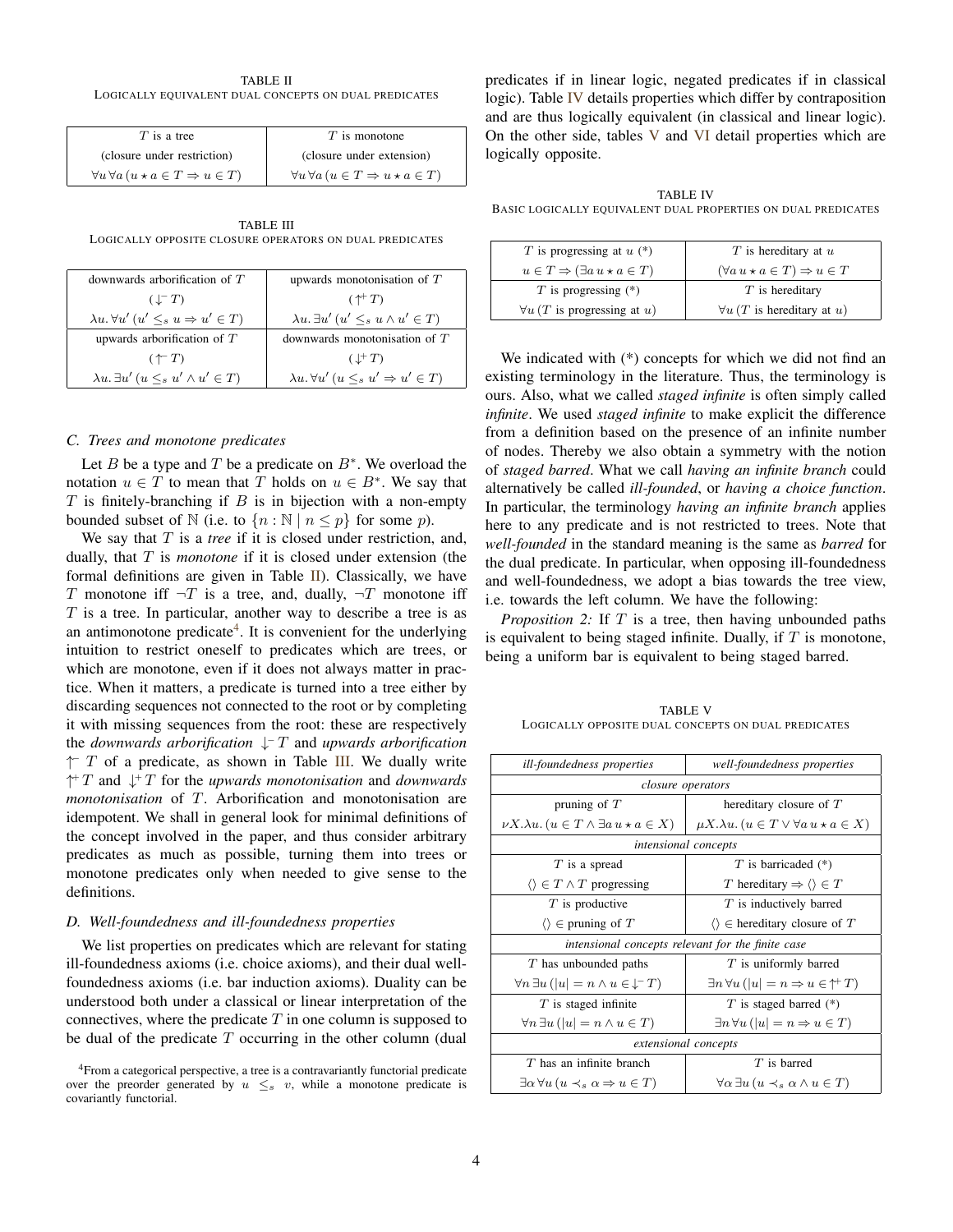TABLE II
LOGICALLY EQUIVALENT DUAL CONCEPTS ON DUAL PREDICATES

| $T$ is a tree | $T$ is monotone |
|---|---|
| (closure under restriction) | (closure under extension) |
| $\forall u \, \forall a \, (u \star a \in T \Rightarrow u \in T)$ | $\forall u \, \forall a \, (u \in T \Rightarrow u \star a \in T)$ |

TABLE III
LOGICALLY OPPOSITE CLOSURE OPERATORS ON DUAL PREDICATES

| downwards arborification of $T$ | upwards monotonisation of $T$ |
|---|---|
| $(\downarrow^{-} T)$ | $(\uparrow^{+} T)$ |
| $\lambda u. \, \forall u' \, (u' \leq_s u \Rightarrow u' \in T)$ | $\lambda u. \, \exists u' \, (u' \leq_s u \wedge u' \in T)$ |
| upwards arborification of $T$ | downwards monotonisation of $T$ |
| $(\uparrow^{-} T)$ | $(\downarrow^{+} T)$ |
| $\lambda u. \, \exists u' \, (u \leq_s u' \wedge u' \in T)$ | $\lambda u. \, \forall u' \, (u \leq_s u' \Rightarrow u' \in T)$ |

### C. Trees and monotone predicates

Let $B$ be a type and $T$ be a predicate on $B^*$. We overload the notation $u \in T$ to mean that $T$ holds on $u \in B^*$. We say that $T$ is finitely-branching if $B$ is in bijection with a non-empty bounded subset of $\mathbb{N}$ (i.e. to $\{n : \mathbb{N} \mid n \leq p\}$ for some $p$).

We say that $T$ is a *tree* if it is closed under restriction, and, dually, that $T$ is *monotone* if it is closed under extension (the formal definitions are given in Table II). Classically, we have $T$ monotone iff $\neg T$ is a tree, and, dually, $\neg T$ monotone iff $T$ is a tree. In particular, another way to describe a tree is as an antimonotone predicate[4]. It is convenient for the underlying intuition to restrict oneself to predicates which are trees, or which are monotone, even if it does not always matter in practice. When it matters, a predicate is turned into a tree either by discarding sequences not connected to the root or by completing it with missing sequences from the root: these are respectively the *downwards arborification* $\downarrow^{-} T$ and *upwards arborification* $\uparrow^{-} T$ of a predicate, as shown in Table III. We dually write $\uparrow^{+} T$ and $\downarrow^{+} T$ for the *upwards monotonisation* and *downwards monotonisation* of $T$. Arborification and monotonisation are idempotent. We shall in general look for minimal definitions of the concept involved in the paper, and thus consider arbitrary predicates as much as possible, turning them into trees or monotone predicates only when needed to give sense to the definitions.

### D. Well-foundedness and ill-foundedness properties

We list properties on predicates which are relevant for stating ill-foundedness axioms (i.e. choice axioms), and their dual well-foundedness axioms (i.e. bar induction axioms). Duality can be understood both under a classical or linear interpretation of the connectives, where the predicate $T$ in one column is supposed to be dual of the predicate $T$ occurring in the other column (dual predicates if in linear logic, negated predicates if in classical logic). Table IV details properties which differ by contraposition and are thus logically equivalent (in classical and linear logic). On the other side, tables V and VI detail properties which are logically opposite.

[4]From a categorical perspective, a tree is a contravariantly functorial predicate over the preorder generated by $u \leq_s v$, while a monotone predicate is covariantly functorial.

TABLE IV
BASIC LOGICALLY EQUIVALENT DUAL PROPERTIES ON DUAL PREDICATES

| $T$ is progressing at $u$ (*) | $T$ is hereditary at $u$ |
|---|---|
| $u \in T \Rightarrow (\exists a \, u \star a \in T)$ | $(\forall a \, u \star a \in T) \Rightarrow u \in T$ |
| $T$ is progressing (*) | $T$ is hereditary |
| $\forall u \, (T \text{ is progressing at } u)$ | $\forall u \, (T \text{ is hereditary at } u)$ |

We indicated with (*) concepts for which we did not find an existing terminology in the literature. Thus, the terminology is ours. Also, what we called *staged infinite* is often simply called *infinite*. We used *staged infinite* to make explicit the difference from a definition based on the presence of an infinite number of nodes. Thereby we also obtain a symmetry with the notion of *staged barred*. What we call *having an infinite branch* could alternatively be called *ill-founded*, or *having a choice function*. In particular, the terminology *having an infinite branch* applies here to any predicate and is not restricted to trees. Note that *well-founded* in the standard meaning is the same as *barred* for the dual predicate. In particular, when opposing ill-foundedness and well-foundedness, we adopt a bias towards the tree view, i.e. towards the left column. We have the following:

*Proposition 2:* If $T$ is a tree, then having unbounded paths is equivalent to being staged infinite. Dually, if $T$ is monotone, being a uniform bar is equivalent to being staged barred.

TABLE V
LOGICALLY OPPOSITE DUAL CONCEPTS ON DUAL PREDICATES

| *ill-foundedness properties* | *well-foundedness properties* |
|---|---|
| *closure operators* | |
| pruning of $T$ | hereditary closure of $T$ |
| $\nu X. \lambda u. \, (u \in T \wedge \exists a \, u \star a \in X)$ | $\mu X. \lambda u. \, (u \in T \vee \forall a \, u \star a \in X)$ |
| *intensional concepts* | |
| $T$ is a spread | $T$ is barricaded (*) |
| $\langle\rangle \in T \wedge T$ progressing | $T$ hereditary $\Rightarrow \langle\rangle \in T$ |
| $T$ is productive | $T$ is inductively barred |
| $\langle\rangle \in$ pruning of $T$ | $\langle\rangle \in$ hereditary closure of $T$ |
| *intensional concepts relevant for the finite case* | |
| $T$ has unbounded paths | $T$ is uniformly barred |
| $\forall n \, \exists u \, (\lvert u \rvert = n \wedge u \in \downarrow^{-} T)$ | $\exists n \, \forall u \, (\lvert u \rvert = n \Rightarrow u \in \uparrow^{+} T)$ |
| $T$ is staged infinite | $T$ is staged barred (*) |
| $\forall n \, \exists u \, (\lvert u \rvert = n \wedge u \in T)$ | $\exists n \, \forall u \, (\lvert u \rvert = n \Rightarrow u \in T)$ |
| *extensional concepts* | |
| $T$ has an infinite branch | $T$ is barred |
| $\exists \alpha \, \forall u \, (u \prec_s \alpha \Rightarrow u \in T)$ | $\forall \alpha \, \exists u \, (u \prec_s \alpha \wedge u \in T)$ |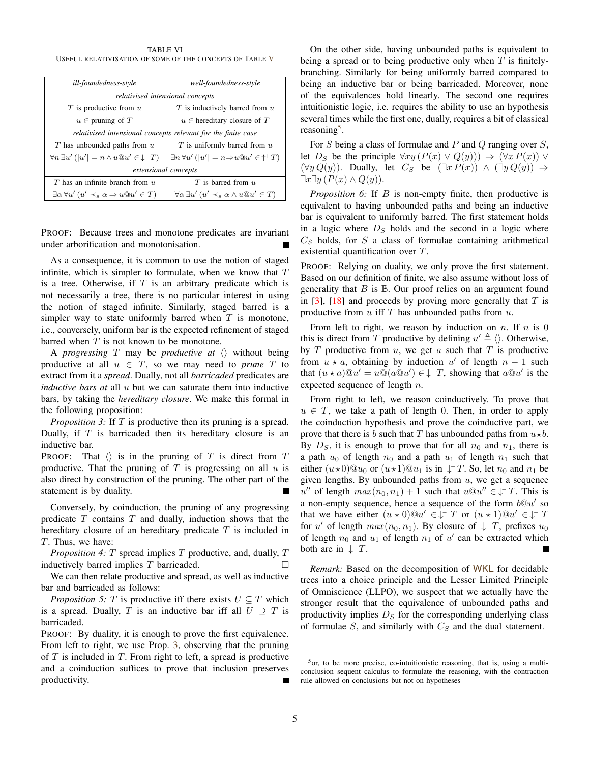TABLE VI
USEFUL RELATIVISATION OF SOME OF THE CONCEPTS OF TABLE V

| *ill-foundedness-style* | *well-foundedness-style* |
|---|---|
| *relativised intensional concepts* | |
| $T$ is productive from $u$ | $T$ is inductively barred from $u$ |
| $u \in$ pruning of $T$ | $u \in$ hereditary closure of $T$ |
| *relativised intensional concepts relevant for the finite case* | |
| $T$ has unbounded paths from $u$ | $T$ is uniformly barred from $u$ |
| $\forall n\, \exists u'\, (\lvert u' \rvert = n \wedge u@u' \in \downarrow^{-} T)$ | $\exists n\, \forall u'\, (\lvert u' \rvert = n \Rightarrow u@u' \in \uparrow^{+} T)$ |
| *extensional concepts* | |
| $T$ has an infinite branch from $u$ | $T$ is barred from $u$ |
| $\exists \alpha\, \forall u'\, (u' \prec_s \alpha \Rightarrow u@u' \in T)$ | $\forall \alpha\, \exists u'\, (u' \prec_s \alpha \wedge u@u' \in T)$ |

PROOF: Because trees and monotone predicates are invariant under arborification and monotonisation. ■

As a consequence, it is common to use the notion of staged infinite, which is simpler to formulate, when we know that $T$ is a tree. Otherwise, if $T$ is an arbitrary predicate which is not necessarily a tree, there is no particular interest in using the notion of staged infinite. Similarly, staged barred is a simpler way to state uniformly barred when $T$ is monotone, i.e., conversely, uniform bar is the expected refinement of staged barred when $T$ is not known to be monotone.

A *progressing* $T$ may be *productive at* $\langle\rangle$ without being productive at all $u \in T$, so we may need to *prune* $T$ to extract from it a *spread*. Dually, not all *barricaded* predicates are *inductive bars at* all $u$ but we can saturate them into inductive bars, by taking the *hereditary closure*. We make this formal in the following proposition:

*Proposition 3:* If $T$ is productive then its pruning is a spread. Dually, if $T$ is barricaded then its hereditary closure is an inductive bar.

PROOF: That $\langle\rangle$ is in the pruning of $T$ is direct from $T$ productive. That the pruning of $T$ is progressing on all $u$ is also direct by construction of the pruning. The other part of the statement is by duality. ■

Conversely, by coinduction, the pruning of any progressing predicate $T$ contains $T$ and dually, induction shows that the hereditary closure of an hereditary predicate $T$ is included in $T$. Thus, we have:

*Proposition 4:* $T$ spread implies $T$ productive, and, dually, $T$ inductively barred implies $T$ barricaded. □

We can then relate productive and spread, as well as inductive bar and barricaded as follows:

*Proposition 5:* $T$ is productive iff there exists $U \subseteq T$ which is a spread. Dually, $T$ is an inductive bar iff all $U \supseteq T$ is barricaded.

PROOF: By duality, it is enough to prove the first equivalence. From left to right, we use Prop. 3, observing that the pruning of $T$ is included in $T$. From right to left, a spread is productive and a coinduction suffices to prove that inclusion preserves productivity. ■

On the other side, having unbounded paths is equivalent to being a spread or to being productive only when $T$ is finitely-branching. Similarly for being uniformly barred compared to being an inductive bar or being barricaded. Moreover, none of the equivalences hold linearly. The second one requires intuitionistic logic, i.e. requires the ability to use an hypothesis several times while the first one, dually, requires a bit of classical reasoning[5].

For $S$ being a class of formulae and $P$ and $Q$ ranging over $S$, let $D_S$ be the principle $\forall xy\,(P(x) \vee Q(y))) \Rightarrow (\forall x\, P(x)) \vee (\forall y\, Q(y))$. Dually, let $C_S$ be $(\exists x\, P(x)) \wedge (\exists y\, Q(y)) \Rightarrow \exists x \exists y\,(P(x) \wedge Q(y))$.

*Proposition 6:* If $B$ is non-empty finite, then productive is equivalent to having unbounded paths and being an inductive bar is equivalent to uniformly barred. The first statement holds in a logic where $D_S$ holds and the second in a logic where $C_S$ holds, for $S$ a class of formulae containing arithmetical existential quantification over $T$.

PROOF: Relying on duality, we only prove the first statement. Based on our definition of finite, we also assume without loss of generality that $B$ is $\mathbb{B}$. Our proof relies on an argument found in [3], [18] and proceeds by proving more generally that $T$ is productive from $u$ iff $T$ has unbounded paths from $u$.

From left to right, we reason by induction on $n$. If $n$ is 0 this is direct from $T$ productive by defining $u' \triangleq \langle\rangle$. Otherwise, by $T$ productive from $u$, we get $a$ such that $T$ is productive from $u \star a$, obtaining by induction $u'$ of length $n-1$ such that $(u \star a)@u' = u@(a@u') \in \downarrow^{-} T$, showing that $a@u'$ is the expected sequence of length $n$.

From right to left, we reason coinductively. To prove that $u \in T$, we take a path of length 0. Then, in order to apply the coinduction hypothesis and prove the coinductive part, we prove that there is $b$ such that $T$ has unbounded paths from $u \star b$. By $D_S$, it is enough to prove that for all $n_0$ and $n_1$, there is a path $u_0$ of length $n_0$ and a path $u_1$ of length $n_1$ such that either $(u \star 0)@u_0$ or $(u \star 1)@u_1$ is in $\downarrow^{-} T$. So, let $n_0$ and $n_1$ be given lengths. By unbounded paths from $u$, we get a sequence $u''$ of length $max(n_0, n_1) + 1$ such that $u@u'' \in \downarrow^{-} T$. This is a non-empty sequence, hence a sequence of the form $b@u'$ so that we have either $(u \star 0)@u' \in \downarrow^{-} T$ or $(u \star 1)@u' \in \downarrow^{-} T$ for $u'$ of length $max(n_0, n_1)$. By closure of $\downarrow^{-} T$, prefixes $u_0$ of length $n_0$ and $u_1$ of length $n_1$ of $u'$ can be extracted which both are in $\downarrow^{-} T$. ■

*Remark:* Based on the decomposition of WKL for decidable trees into a choice principle and the Lesser Limited Principle of Omniscience (LLPO), we suspect that we actually have the stronger result that the equivalence of unbounded paths and productivity implies $D_S$ for the corresponding underlying class of formulae $S$, and similarly with $C_S$ and the dual statement.

[5] or, to be more precise, co-intuitionistic reasoning, that is, using a multi-conclusion sequent calculus to formulate the reasoning, with the contraction rule allowed on conclusions but not on hypotheses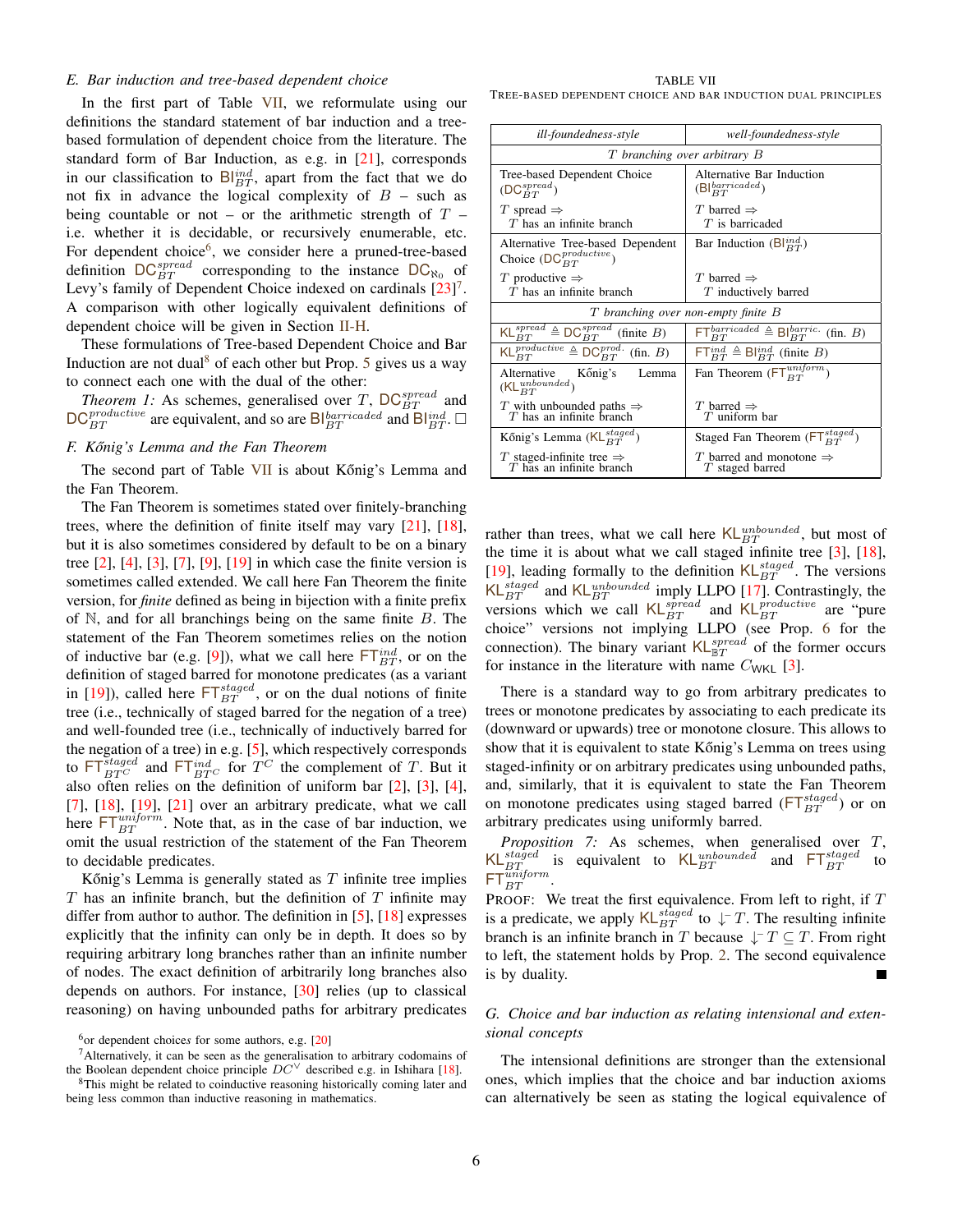### E. Bar induction and tree-based dependent choice

In the first part of Table VII, we reformulate using our definitions the standard statement of bar induction and a tree-based formulation of dependent choice from the literature. The standard form of Bar Induction, as e.g. in [21], corresponds in our classification to $\mathsf{BI}_{BT}^{ind}$, apart from the fact that we do not fix in advance the logical complexity of $B$ – such as being countable or not – or the arithmetic strength of $T$ – i.e. whether it is decidable, or recursively enumerable, etc. For dependent choice[6], we consider here a pruned-tree-based definition $\mathsf{DC}_{BT}^{spread}$ corresponding to the instance $\mathsf{DC}_{\aleph_0}$ of Levy's family of Dependent Choice indexed on cardinals [23][7]. A comparison with other logically equivalent definitions of dependent choice will be given in Section II-H.

These formulations of Tree-based Dependent Choice and Bar Induction are not dual[8] of each other but Prop. 5 gives us a way to connect each one with the dual of the other:

*Theorem 1:* As schemes, generalised over $T$, $\mathsf{DC}_{BT}^{spread}$ and $\mathsf{DC}_{BT}^{productive}$ are equivalent, and so are $\mathsf{BI}_{BT}^{barricaded}$ and $\mathsf{BI}_{BT}^{ind}$. □

### F. Kőnig's Lemma and the Fan Theorem

The second part of Table VII is about Kőnig's Lemma and the Fan Theorem.

The Fan Theorem is sometimes stated over finitely-branching trees, where the definition of finite itself may vary [21], [18], but it is also sometimes considered by default to be on a binary tree [2], [4], [3], [7], [9], [19] in which case the finite version is sometimes called extended. We call here Fan Theorem the finite version, for *finite* defined as being in bijection with a finite prefix of $\mathbb{N}$, and for all branchings being on the same finite $B$. The statement of the Fan Theorem sometimes relies on the notion of inductive bar (e.g. [9]), what we call here $\mathsf{FT}_{BT}^{ind}$, or on the definition of staged barred for monotone predicates (as a variant in [19]), called here $\mathsf{FT}_{BT}^{staged}$, or on the dual notions of finite tree (i.e., technically of staged barred for the negation of a tree) and well-founded tree (i.e., technically of inductively barred for the negation of a tree) in e.g. [5], which respectively corresponds to $\mathsf{FT}_{BT^C}^{staged}$ and $\mathsf{FT}_{BT^C}^{ind}$ for $T^C$ the complement of $T$. But it also often relies on the definition of uniform bar [2], [3], [4], [7], [18], [19], [21] over an arbitrary predicate, what we call here $\mathsf{FT}_{BT}^{uniform}$. Note that, as in the case of bar induction, we omit the usual restriction of the statement of the Fan Theorem to decidable predicates.

Kőnig's Lemma is generally stated as $T$ infinite tree implies $T$ has an infinite branch, but the definition of $T$ infinite may differ from author to author. The definition in [5], [18] expresses explicitly that the infinity can only be in depth. It does so by requiring arbitrary long branches rather than an infinite number of nodes. The exact definition of arbitrarily long branches also depends on authors. For instance, [30] relies (up to classical reasoning) on having unbounded paths for arbitrary predicates rather than trees, what we call here $\mathsf{KL}_{BT}^{unbounded}$, but most of the time it is about what we call staged infinite tree [3], [18], [19], leading formally to the definition $\mathsf{KL}_{BT}^{staged}$. The versions $\mathsf{KL}_{BT}^{staged}$ and $\mathsf{KL}_{BT}^{unbounded}$ imply LLPO [17]. Contrastingly, the versions which we call $\mathsf{KL}_{BT}^{spread}$ and $\mathsf{KL}_{BT}^{productive}$ are "pure choice" versions not implying LLPO (see Prop. 6 for the connection). The binary variant $\mathsf{KL}_{\mathbb{B}T}^{spread}$ of the former occurs for instance in the literature with name $C_{\mathsf{WKL}}$ [3].

TABLE VII
TREE-BASED DEPENDENT CHOICE AND BAR INDUCTION DUAL PRINCIPLES

| *ill-foundedness-style* | *well-foundedness-style* |
|---|---|
| *$T$ branching over arbitrary $B$* | |
| Tree-based Dependent Choice ($\mathsf{DC}_{BT}^{spread}$)<br>$T$ spread $\Rightarrow$ $T$ has an infinite branch | Alternative Bar Induction ($\mathsf{BI}_{BT}^{barricaded}$)<br>$T$ barred $\Rightarrow$ $T$ is barricaded |
| Alternative Tree-based Dependent Choice ($\mathsf{DC}_{BT}^{productive}$)<br>$T$ productive $\Rightarrow$ $T$ has an infinite branch | Bar Induction ($\mathsf{BI}_{BT}^{ind}$)<br>$T$ barred $\Rightarrow$ $T$ inductively barred |
| *$T$ branching over non-empty finite $B$* | |
| $\mathsf{KL}_{BT}^{spread} \triangleq \mathsf{DC}_{BT}^{spread}$ (finite $B$) | $\mathsf{FT}_{BT}^{barricaded} \triangleq \mathsf{BI}_{BT}^{barric.}$ (fin. $B$) |
| $\mathsf{KL}_{BT}^{productive} \triangleq \mathsf{DC}_{BT}^{prod.}$ (fin. $B$) | $\mathsf{FT}_{BT}^{ind} \triangleq \mathsf{BI}_{BT}^{ind}$ (finite $B$) |
| Alternative Kőnig's Lemma ($\mathsf{KL}_{BT}^{unbounded}$)<br>$T$ with unbounded paths $\Rightarrow$ $T$ has an infinite branch | Fan Theorem ($\mathsf{FT}_{BT}^{uniform}$)<br>$T$ barred $\Rightarrow$ $T$ uniform bar |
| Kőnig's Lemma ($\mathsf{KL}_{BT}^{staged}$)<br>$T$ staged-infinite tree $\Rightarrow$ $T$ has an infinite branch | Staged Fan Theorem ($\mathsf{FT}_{BT}^{staged}$)<br>$T$ barred and monotone $\Rightarrow$ $T$ staged barred |

There is a standard way to go from arbitrary predicates to trees or monotone predicates by associating to each predicate its (downward or upwards) tree or monotone closure. This allows to show that it is equivalent to state Kőnig's Lemma on trees using staged-infinity or on arbitrary predicates using unbounded paths, and, similarly, that it is equivalent to state the Fan Theorem on monotone predicates using staged barred ($\mathsf{FT}_{BT}^{staged}$) or on arbitrary predicates using uniformly barred.

*Proposition 7:* As schemes, when generalised over $T$, $\mathsf{KL}_{BT}^{staged}$ is equivalent to $\mathsf{KL}_{BT}^{unbounded}$ and $\mathsf{FT}_{BT}^{staged}$ to $\mathsf{FT}_{BT}^{uniform}$.

PROOF: We treat the first equivalence. From left to right, if $T$ is a predicate, we apply $\mathsf{KL}_{BT}^{staged}$ to $\downarrow^{-} T$. The resulting infinite branch is an infinite branch in $T$ because $\downarrow^{-} T \subseteq T$. From right to left, the statement holds by Prop. 2. The second equivalence is by duality. ■

### G. Choice and bar induction as relating intensional and extensional concepts

The intensional definitions are stronger than the extensional ones, which implies that the choice and bar induction axioms can alternatively be seen as stating the logical equivalence of

[6] or dependent choice*s* for some authors, e.g. [20]

[7] Alternatively, it can be seen as the generalisation to arbitrary codomains of the Boolean dependent choice principle $DC^{\vee}$ described e.g. in Ishihara [18].

[8] This might be related to coinductive reasoning historically coming later and being less common than inductive reasoning in mathematics.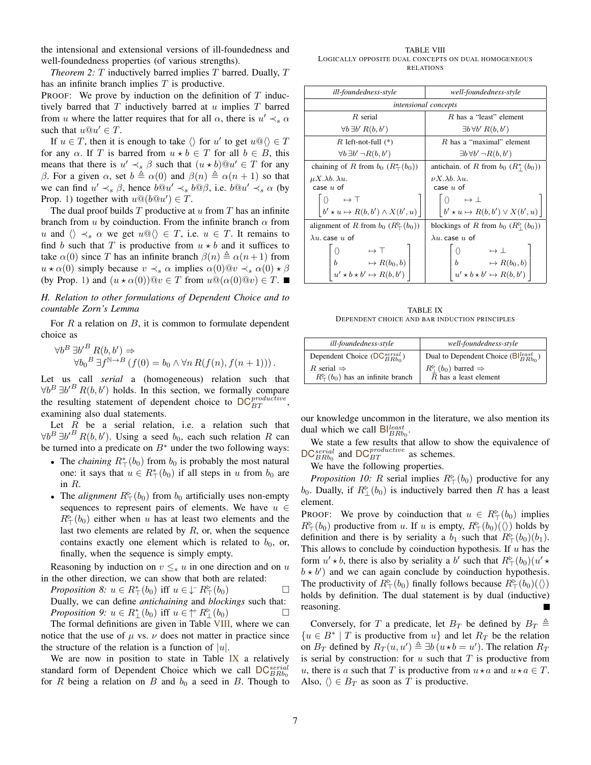the intensional and extensional versions of ill-foundedness and well-foundedness properties (of various strengths).

*Theorem 2:* $T$ inductively barred implies $T$ barred. Dually, $T$ has an infinite branch implies $T$ is productive.

PROOF: We prove by induction on the definition of $T$ inductively barred that $T$ inductively barred at $u$ implies $T$ barred from $u$ where the latter requires that for all $\alpha$, there is $u' \prec_s \alpha$ such that $u@u' \in T$.

If $u \in T$, then it is enough to take $\langle\rangle$ for $u'$ to get $u@\langle\rangle \in T$ for any $\alpha$. If $T$ is barred from $u \star b \in T$ for all $b \in B$, this means that there is $u' \prec_s \beta$ such that $(u \star b)@u' \in T$ for any $\beta$. For a given $\alpha$, set $b \triangleq \alpha(0)$ and $\beta(n) \triangleq \alpha(n+1)$ so that we can find $u' \prec_s \beta$, hence $b@u' \prec_s b@\beta$, i.e. $b@u' \prec_s \alpha$ (by Prop. 1) together with $u@(b@u') \in T$.

The dual proof builds $T$ productive at $u$ from $T$ has an infinite branch from $u$ by coinduction. From the infinite branch $\alpha$ from $u$ and $\langle\rangle \prec_s \alpha$ we get $u@\langle\rangle \in T$, i.e. $u \in T$. It remains to find $b$ such that $T$ is productive from $u \star b$ and it suffices to take $\alpha(0)$ since $T$ has an infinite branch $\beta(n) \triangleq \alpha(n+1)$ from $u \star \alpha(0)$ simply because $v \prec_s \alpha$ implies $\alpha(0)@v \prec_s \alpha(0) \star \beta$ (by Prop. 1) and $(u \star \alpha(0))@v \in T$ from $u@(\alpha(0)@v) \in T$. ∎

### *H. Relation to other formulations of Dependent Choice and to countable Zorn's Lemma*

For $R$ a relation on $B$, it is common to formulate dependent choice as

$$\forall b^B \, \exists b'^B \, R(b,b') \Rightarrow \\ \forall b_0{}^B \, \exists f^{\mathbb{N} \to B} \, (f(0) = b_0 \wedge \forall n \, R(f(n), f(n+1))) \, .$$

Let us call *serial* a (homogeneous) relation such that $\forall b^B \, \exists b'^B \, R(b,b')$ holds. In this section, we formally compare the resulting statement of dependent choice to $\mathsf{DC}_{BT}^{productive}$, examining also dual statements.

Let $R$ be a serial relation, i.e. a relation such that $\forall b^B \, \exists b'^B \, R(b,b')$. Using a seed $b_0$, each such relation $R$ can be turned into a predicate on $B^*$ under the two following ways:

- The *chaining* $R^*_\top(b_0)$ from $b_0$ is probably the most natural one: it says that $u \in R^*_\top(b_0)$ if all steps in $u$ from $b_0$ are in $R$.
- The *alignment* $R^{\triangleright}_\top(b_0)$ from $b_0$ artificially uses non-empty sequences to represent pairs of elements. We have $u \in R^{\triangleright}_\top(b_0)$ either when $u$ has at least two elements and the last two elements are related by $R$, or, when the sequence contains exactly one element which is related to $b_0$, or, finally, when the sequence is simply empty.

Reasoning by induction on $v \leq_s u$ in one direction and on $u$ in the other direction, we can show that both are related:

*Proposition 8:* $u \in R^*_\top(b_0)$ iff $u \in \downarrow^- R^{\triangleright}_\top(b_0)$ □

Dually, we can define *antichaining* and *blockings* such that:

*Proposition 9:* $u \in R^*_\bot(b_0)$ iff $u \in \uparrow^+ R^{\triangleright}_\bot(b_0)$ □

The formal definitions are given in Table VIII, where we can notice that the use of $\mu$ vs. $\nu$ does not matter in practice since the structure of the relation is a function of $|u|$.

We are now in position to state in Table IX a relatively standard form of Dependent Choice which we call $\mathsf{DC}_{BRb_0}^{serial}$ for $R$ being a relation on $B$ and $b_0$ a seed in $B$. Though to our knowledge uncommon in the literature, we also mention its dual which we call $\mathsf{BI}_{BRb_0}^{least}$.

TABLE VIII
LOGICALLY OPPOSITE DUAL CONCEPTS ON DUAL HOMOGENEOUS RELATIONS

| *ill-foundedness-style* | *well-foundedness-style* |
|---|---|
| *intensional concepts* | |
| $R$ serial<br>$\forall b \, \exists b' \, R(b,b')$ | $R$ has a "least" element<br>$\exists b \, \forall b' \, R(b,b')$ |
| $R$ left-not-full (\*)<br>$\forall b \, \exists b' \, \neg R(b,b')$ | $R$ has a "maximal" element<br>$\exists b \, \forall b' \, \neg R(b,b')$ |
| chaining of $R$ from $b_0$ ($R^*_\top(b_0)$)<br>$\mu X.\lambda b.\,\lambda u.$ case $u$ of $\begin{bmatrix} \langle\rangle & \mapsto \top \\ b' \star u \mapsto R(b,b') \wedge X(b',u) \end{bmatrix}$ | antichain. of $R$ from $b_0$ ($R^*_\bot(b_0)$)<br>$\nu X.\lambda b.\,\lambda u.$ case $u$ of $\begin{bmatrix} \langle\rangle & \mapsto \bot \\ b' \star u \mapsto R(b,b') \vee X(b',u) \end{bmatrix}$ |
| alignment of $R$ from $b_0$ ($R^{\triangleright}_\top(b_0)$)<br>$\lambda u.$ case $u$ of $\begin{bmatrix} \langle\rangle & \mapsto \top \\ b & \mapsto R(b_0,b) \\ u' \star b \star b' \mapsto R(b,b') \end{bmatrix}$ | blockings of $R$ from $b_0$ ($R^{\triangleright}_\bot(b_0)$)<br>$\lambda u.$ case $u$ of $\begin{bmatrix} \langle\rangle & \mapsto \bot \\ b & \mapsto R(b_0,b) \\ u' \star b \star b' \mapsto R(b,b') \end{bmatrix}$ |

TABLE IX
DEPENDENT CHOICE AND BAR INDUCTION PRINCIPLES

| *ill-foundedness-style* | *well-foundedness-style* |
|---|---|
| Dependent Choice ($\mathsf{DC}_{BRb_0}^{serial}$) | Dual to Dependent Choice ($\mathsf{BI}_{BRb_0}^{least}$) |
| $R$ serial $\Rightarrow$<br>$R^{\triangleright}_\top(b_0)$ has an infinite branch | $R^{\triangleright}_\bot(b_0)$ barred $\Rightarrow$<br>$\bar{R}$ has a least element |

We state a few results that allow to show the equivalence of $\mathsf{DC}_{BRb_0}^{serial}$ and $\mathsf{DC}_{BT}^{productive}$ as schemes.

We have the following properties.

*Proposition 10:* $R$ serial implies $R^{\triangleright}_\top(b_0)$ productive for any $b_0$. Dually, if $R^{\triangleright}_\bot(b_0)$ is inductively barred then $R$ has a least element.

PROOF: We prove by coinduction that $u \in R^{\triangleright}_\top(b_0)$ implies $R^{\triangleright}_\top(b_0)$ productive from $u$. If $u$ is empty, $R^{\triangleright}_\top(b_0)(\langle\rangle)$ holds by definition and there is by seriality a $b_1$ such that $R^{\triangleright}_\top(b_0)(b_1)$. This allows to conclude by coinduction hypothesis. If $u$ has the form $u' \star b$, there is also by seriality a $b'$ such that $R^{\triangleright}_\top(b_0)(u' \star b \star b')$ and we can again conclude by coinduction hypothesis. The productivity of $R^{\triangleright}_\top(b_0)$ finally follows because $R^{\triangleright}_\top(b_0)(\langle\rangle)$ holds by definition. The dual statement is by dual (inductive) reasoning. ∎

Conversely, for $T$ a predicate, let $B_T$ be defined by $B_T \triangleq \{u \in B^* \mid T \text{ is productive from } u\}$ and let $R_T$ be the relation on $B_T$ defined by $R_T(u,u') \triangleq \exists b \, (u \star b = u')$. The relation $R_T$ is serial by construction: for $u$ such that $T$ is productive from $u$, there is $a$ such that $T$ is productive from $u \star a$ and $u \star a \in T$. Also, $\langle\rangle \in B_T$ as soon as $T$ is productive.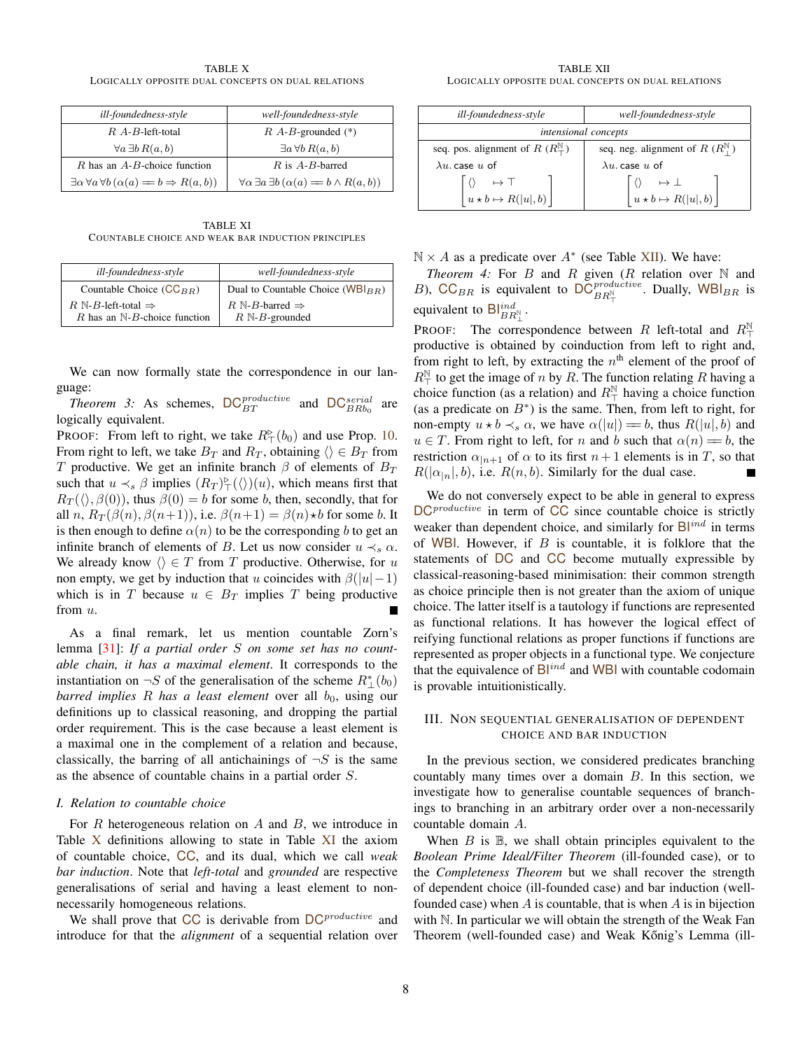TABLE X
LOGICALLY OPPOSITE DUAL CONCEPTS ON DUAL RELATIONS

| *ill-foundedness-style* | *well-foundedness-style* |
|---|---|
| $R$ $A$-$B$-left-total | $R$ $A$-$B$-grounded (*) |
| $\forall a\, \exists b\, R(a,b)$ | $\exists a\, \forall b\, R(a,b)$ |
| $R$ has an $A$-$B$-choice function | $R$ is $A$-$B$-barred |
| $\exists \alpha\, \forall a\, \forall b\, (\alpha(a) =\!= b \Rightarrow R(a,b))$ | $\forall \alpha\, \exists a\, \exists b\, (\alpha(a) =\!= b \wedge R(a,b))$ |

TABLE XI
COUNTABLE CHOICE AND WEAK BAR INDUCTION PRINCIPLES

| *ill-foundedness-style* | *well-foundedness-style* |
|---|---|
| Countable Choice ($\mathsf{CC}_{BR}$) | Dual to Countable Choice ($\mathsf{WBI}_{BR}$) |
| $R$ $\mathbb{N}$-$B$-left-total $\Rightarrow$ $R$ has an $\mathbb{N}$-$B$-choice function | $R$ $\mathbb{N}$-$B$-barred $\Rightarrow$ $R$ $\mathbb{N}$-$B$-grounded |

We can now formally state the correspondence in our language:

*Theorem 3:* As schemes, $\mathsf{DC}^{productive}_{BT}$ and $\mathsf{DC}^{serial}_{BRb_0}$ are logically equivalent.

PROOF: From left to right, we take $R^{\triangleright}_{\top}(b_0)$ and use Prop. 10. From right to left, we take $B_T$ and $R_T$, obtaining $\langle\rangle \in B_T$ from $T$ productive. We get an infinite branch $\beta$ of elements of $B_T$ such that $u \prec_s \beta$ implies $(R_T)^{\triangleright}_{\top}(\langle\rangle)(u)$, which means first that $R_T(\langle\rangle, \beta(0))$, thus $\beta(0) = b$ for some $b$, then, secondly, that for all $n$, $R_T(\beta(n), \beta(n{+}1))$, i.e. $\beta(n{+}1) = \beta(n)\star b$ for some $b$. It is then enough to define $\alpha(n)$ to be the corresponding $b$ to get an infinite branch of elements of $B$. Let us now consider $u \prec_s \alpha$. We already know $\langle\rangle \in T$ from $T$ productive. Otherwise, for $u$ non empty, we get by induction that $u$ coincides with $\beta(|u|-1)$ which is in $T$ because $u \in B_T$ implies $T$ being productive from $u$. ∎

As a final remark, let us mention countable Zorn's lemma [31]: *If a partial order $S$ on some set has no countable chain, it has a maximal element*. It corresponds to the instantiation on $\neg S$ of the generalisation of the scheme $R^*_{\perp}(b_0)$ *barred implies $R$ has a least element* over all $b_0$, using our definitions up to classical reasoning, and dropping the partial order requirement. This is the case because a least element is a maximal one in the complement of a relation and because, classically, the barring of all antichainings of $\neg S$ is the same as the absence of countable chains in a partial order $S$.

### *I. Relation to countable choice*

For $R$ heterogeneous relation on $A$ and $B$, we introduce in Table X definitions allowing to state in Table XI the axiom of countable choice, $\mathsf{CC}$, and its dual, which we call *weak bar induction*. Note that *left-total* and *grounded* are respective generalisations of serial and having a least element to non-necessarily homogeneous relations.

We shall prove that $\mathsf{CC}$ is derivable from $\mathsf{DC}^{productive}$ and introduce for that the *alignment* of a sequential relation over $\mathbb{N} \times A$ as a predicate over $A^*$ (see Table XII). We have:

TABLE XII
LOGICALLY OPPOSITE DUAL CONCEPTS ON DUAL RELATIONS

| *ill-foundedness-style* | *well-foundedness-style* |
|---|---|
| *intensional concepts* | |
| seq. pos. alignment of $R$ ($R^{\mathbb{N}}_{\top}$) | seq. neg. alignment of $R$ ($R^{\mathbb{N}}_{\perp}$) |
| $\lambda u.\,\mathsf{case}\ u\ \mathsf{of}$ $\begin{bmatrix} \langle\rangle & \mapsto \top \\ u\star b \mapsto R(\lvert u\rvert, b) \end{bmatrix}$ | $\lambda u.\,\mathsf{case}\ u\ \mathsf{of}$ $\begin{bmatrix} \langle\rangle & \mapsto \perp \\ u\star b \mapsto R(\lvert u\rvert, b) \end{bmatrix}$ |

*Theorem 4:* For $B$ and $R$ given ($R$ relation over $\mathbb{N}$ and $B$), $\mathsf{CC}_{BR}$ is equivalent to $\mathsf{DC}^{productive}_{BR^{\mathbb{N}}_{\top}}$. Dually, $\mathsf{WBI}_{BR}$ is equivalent to $\mathsf{BI}^{ind}_{BR^{\mathbb{N}}_{\perp}}$.

PROOF: The correspondence between $R$ left-total and $R^{\mathbb{N}}_{\top}$ productive is obtained by coinduction from left to right and, from right to left, by extracting the $n^{\text{th}}$ element of the proof of $R^{\mathbb{N}}_{\top}$ to get the image of $n$ by $R$. The function relating $R$ having a choice function (as a relation) and $R^{\mathbb{N}}_{\top}$ having a choice function (as a predicate on $B^*$) is the same. Then, from left to right, for non-empty $u\star b \prec_s \alpha$, we have $\alpha(|u|) =\!= b$, thus $R(|u|, b)$ and $u \in T$. From right to left, for $n$ and $b$ such that $\alpha(n) =\!= b$, the restriction $\alpha_{|n+1}$ of $\alpha$ to its first $n+1$ elements is in $T$, so that $R(|\alpha_{|n}|, b)$, i.e. $R(n, b)$. Similarly for the dual case. ∎

We do not conversely expect to be able in general to express $\mathsf{DC}^{productive}$ in term of $\mathsf{CC}$ since countable choice is strictly weaker than dependent choice, and similarly for $\mathsf{BI}^{ind}$ in terms of $\mathsf{WBI}$. However, if $B$ is countable, it is folklore that the statements of $\mathsf{DC}$ and $\mathsf{CC}$ become mutually expressible by classical-reasoning-based minimisation: their common strength as choice principle then is not greater than the axiom of unique choice. The latter itself is a tautology if functions are represented as functional relations. It has however the logical effect of reifying functional relations as proper functions if functions are represented as proper objects in a functional type. We conjecture that the equivalence of $\mathsf{BI}^{ind}$ and $\mathsf{WBI}$ with countable codomain is provable intuitionistically.

## III. NON SEQUENTIAL GENERALISATION OF DEPENDENT CHOICE AND BAR INDUCTION

In the previous section, we considered predicates branching countably many times over a domain $B$. In this section, we investigate how to generalise countable sequences of branchings to branching in an arbitrary order over a non-necessarily countable domain $A$.

When $B$ is $\mathbb{B}$, we shall obtain principles equivalent to the *Boolean Prime Ideal/Filter Theorem* (ill-founded case), or to the *Completeness Theorem* but we shall recover the strength of dependent choice (ill-founded case) and bar induction (well-founded case) when $A$ is countable, that is when $A$ is in bijection with $\mathbb{N}$. In particular we will obtain the strength of the Weak Fan Theorem (well-founded case) and Weak Kőnig's Lemma (ill-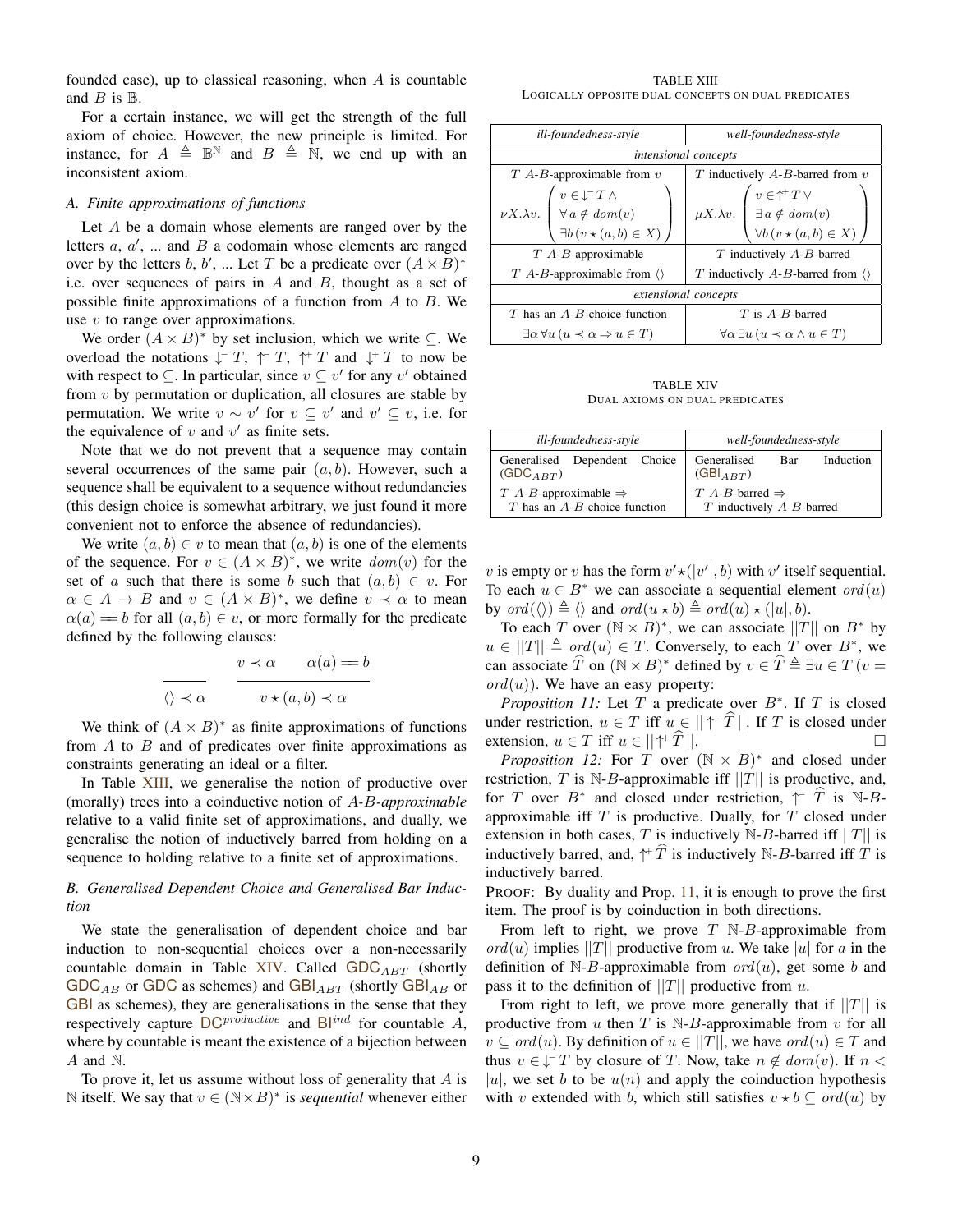founded case), up to classical reasoning, when $A$ is countable and $B$ is $\mathbb{B}$.

For a certain instance, we will get the strength of the full axiom of choice. However, the new principle is limited. For instance, for $A \triangleq \mathbb{B}^{\mathbb{N}}$ and $B \triangleq \mathbb{N}$, we end up with an inconsistent axiom.

### A. Finite approximations of functions

Let $A$ be a domain whose elements are ranged over by the letters $a$, $a'$, ... and $B$ a codomain whose elements are ranged over by the letters $b$, $b'$, ... Let $T$ be a predicate over $(A \times B)^*$ i.e. over sequences of pairs in $A$ and $B$, thought as a set of possible finite approximations of a function from $A$ to $B$. We use $v$ to range over approximations.

We order $(A \times B)^*$ by set inclusion, which we write $\subseteq$. We overload the notations $\downharpoonleft^- T$, $\upharpoonleft^- T$, $\upharpoonleft^+ T$ and $\downharpoonleft^+ T$ to now be with respect to $\subseteq$. In particular, since $v \subseteq v'$ for any $v'$ obtained from $v$ by permutation or duplication, all closures are stable by permutation. We write $v \sim v'$ for $v \subseteq v'$ and $v' \subseteq v$, i.e. for the equivalence of $v$ and $v'$ as finite sets.

Note that we do not prevent that a sequence may contain several occurrences of the same pair $(a, b)$. However, such a sequence shall be equivalent to a sequence without redundancies (this design choice is somewhat arbitrary, we just found it more convenient not to enforce the absence of redundancies).

We write $(a, b) \in v$ to mean that $(a, b)$ is one of the elements of the sequence. For $v \in (A \times B)^*$, we write $dom(v)$ for the set of $a$ such that there is some $b$ such that $(a, b) \in v$. For $\alpha \in A \to B$ and $v \in (A \times B)^*$, we define $v \prec \alpha$ to mean $\alpha(a) == b$ for all $(a, b) \in v$, or more formally for the predicate defined by the following clauses:

$$\frac{}{\langle\rangle \prec \alpha} \qquad \frac{v \prec \alpha \qquad \alpha(a) == b}{v \star (a, b) \prec \alpha}$$

We think of $(A \times B)^*$ as finite approximations of functions from $A$ to $B$ and of predicates over finite approximations as constraints generating an ideal or a filter.

In Table XIII, we generalise the notion of productive over (morally) trees into a coinductive notion of *$A$-$B$-approximable* relative to a valid finite set of approximations, and dually, we generalise the notion of inductively barred from holding on a sequence to holding relative to a finite set of approximations.

### B. Generalised Dependent Choice and Generalised Bar Induction

We state the generalisation of dependent choice and bar induction to non-sequential choices over a non-necessarily countable domain in Table XIV. Called $\mathsf{GDC}_{ABT}$ (shortly $\mathsf{GDC}_{AB}$ or $\mathsf{GDC}$ as schemes) and $\mathsf{GBI}_{ABT}$ (shortly $\mathsf{GBI}_{AB}$ or $\mathsf{GBI}$ as schemes), they are generalisations in the sense that they respectively capture $\mathsf{DC}^{productive}$ and $\mathsf{BI}^{ind}$ for countable $A$, where by countable is meant the existence of a bijection between $A$ and $\mathbb{N}$.

To prove it, let us assume without loss of generality that $A$ is $\mathbb{N}$ itself. We say that $v \in (\mathbb{N} \times B)^*$ is *sequential* whenever either

TABLE XIII
LOGICALLY OPPOSITE DUAL CONCEPTS ON DUAL PREDICATES

| *ill-foundedness-style* | *well-foundedness-style* |
|---|---|
| *intensional concepts* | |
| $T$ $A$-$B$-approximable from $v$ | $T$ inductively $A$-$B$-barred from $v$ |
| $\nu X.\lambda v. \begin{pmatrix} v \in \downharpoonleft^- T \wedge \\ \forall a \notin dom(v) \\ \exists b\, (v \star (a, b) \in X) \end{pmatrix}$ | $\mu X.\lambda v. \begin{pmatrix} v \in \upharpoonleft^+ T \vee \\ \exists a \notin dom(v) \\ \forall b\, (v \star (a, b) \in X) \end{pmatrix}$ |
| $T$ $A$-$B$-approximable | $T$ inductively $A$-$B$-barred |
| $T$ $A$-$B$-approximable from $\langle\rangle$ | $T$ inductively $A$-$B$-barred from $\langle\rangle$ |
| *extensional concepts* | |
| $T$ has an $A$-$B$-choice function | $T$ is $A$-$B$-barred |
| $\exists \alpha \forall u\, (u \prec \alpha \Rightarrow u \in T)$ | $\forall \alpha \exists u\, (u \prec \alpha \wedge u \in T)$ |

TABLE XIV
DUAL AXIOMS ON DUAL PREDICATES

| *ill-foundedness-style* | *well-foundedness-style* |
|---|---|
| Generalised Dependent Choice ($\mathsf{GDC}_{ABT}$) | Generalised Bar Induction ($\mathsf{GBI}_{ABT}$) |
| $T$ $A$-$B$-approximable $\Rightarrow$ $T$ has an $A$-$B$-choice function | $T$ $A$-$B$-barred $\Rightarrow$ $T$ inductively $A$-$B$-barred |

$v$ is empty or $v$ has the form $v' \star (|v'|, b)$ with $v'$ itself sequential. To each $u \in B^*$ we can associate a sequential element $ord(u)$ by $ord(\langle\rangle) \triangleq \langle\rangle$ and $ord(u \star b) \triangleq ord(u) \star (|u|, b)$.

To each $T$ over $(\mathbb{N} \times B)^*$, we can associate $||T||$ on $B^*$ by $u \in ||T|| \triangleq ord(u) \in T$. Conversely, to each $T$ over $B^*$, we can associate $\widehat{T}$ on $(\mathbb{N} \times B)^*$ defined by $v \in \widehat{T} \triangleq \exists u \in T\, (v = ord(u))$. We have an easy property:

*Proposition 11:* Let $T$ a predicate over $B^*$. If $T$ is closed under restriction, $u \in T$ iff $u \in ||\upharpoonleft^- \widehat{T}\,||$. If $T$ is closed under extension, $u \in T$ iff $u \in ||\upharpoonleft^+ \widehat{T}\,||$. □

*Proposition 12:* For $T$ over $(\mathbb{N} \times B)^*$ and closed under restriction, $T$ is $\mathbb{N}$-$B$-approximable iff $||T||$ is productive, and, for $T$ over $B^*$ and closed under restriction, $\upharpoonleft^- \widehat{T}$ is $\mathbb{N}$-$B$-approximable iff $T$ is productive. Dually, for $T$ closed under extension in both cases, $T$ is inductively $\mathbb{N}$-$B$-barred iff $||T||$ is inductively barred, and, $\upharpoonleft^+ \widehat{T}$ is inductively $\mathbb{N}$-$B$-barred iff $T$ is inductively barred.

PROOF: By duality and Prop. 11, it is enough to prove the first item. The proof is by coinduction in both directions.

From left to right, we prove $T$ $\mathbb{N}$-$B$-approximable from $ord(u)$ implies $||T||$ productive from $u$. We take $|u|$ for $a$ in the definition of $\mathbb{N}$-$B$-approximable from $ord(u)$, get some $b$ and pass it to the definition of $||T||$ productive from $u$.

From right to left, we prove more generally that if $||T||$ is productive from $u$ then $T$ is $\mathbb{N}$-$B$-approximable from $v$ for all $v \subseteq ord(u)$. By definition of $u \in ||T||$, we have $ord(u) \in T$ and thus $v \in \downharpoonleft^- T$ by closure of $T$. Now, take $n \notin dom(v)$. If $n < |u|$, we set $b$ to be $u(n)$ and apply the coinduction hypothesis with $v$ extended with $b$, which still satisfies $v \star b \subseteq ord(u)$ by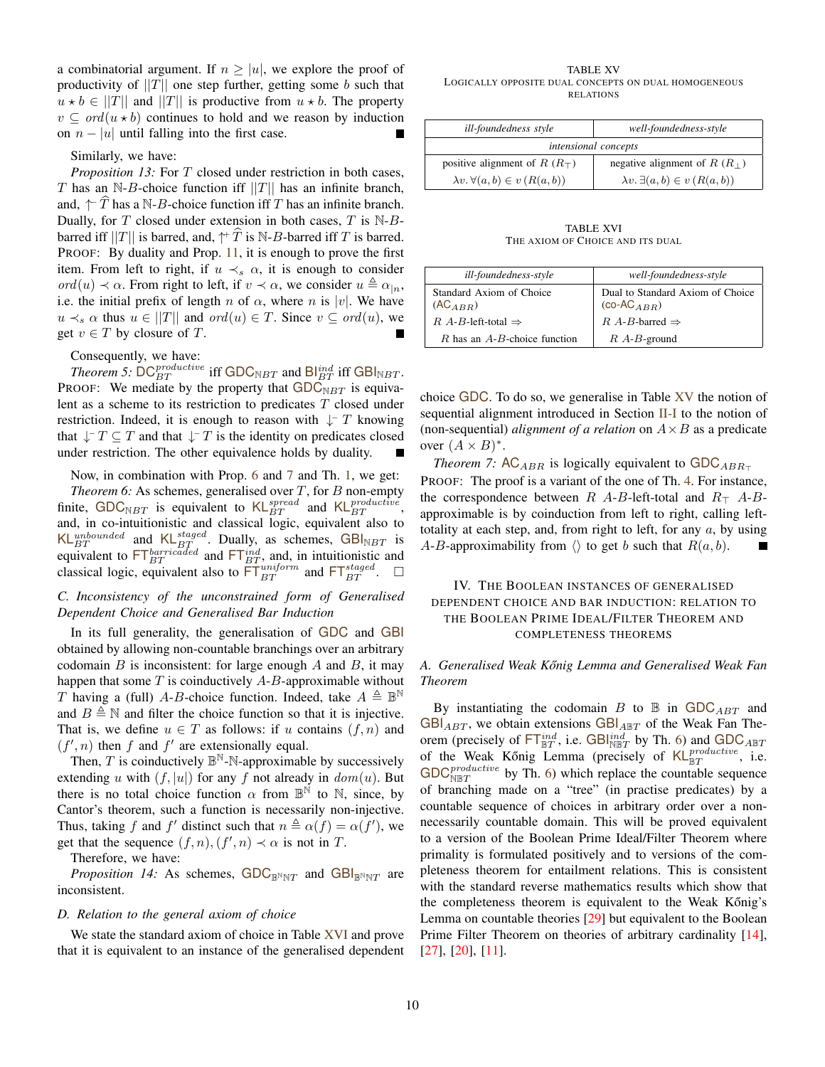a combinatorial argument. If $n \geq |u|$, we explore the proof of productivity of $||T||$ one step further, getting some $b$ such that $u \star b \in ||T||$ and $||T||$ is productive from $u \star b$. The property $v \subseteq ord(u \star b)$ continues to hold and we reason by induction on $n - |u|$ until falling into the first case. ∎

Similarly, we have:

*Proposition 13:* For $T$ closed under restriction in both cases, $T$ has an $\mathbb{N}$-$B$-choice function iff $||T||$ has an infinite branch, and, $\upharpoonleft^{-} \widehat{T}$ has a $\mathbb{N}$-$B$-choice function iff $T$ has an infinite branch. Dually, for $T$ closed under extension in both cases, $T$ is $\mathbb{N}$-$B$-barred iff $||T||$ is barred, and, $\upharpoonleft^{+} \widehat{T}$ is $\mathbb{N}$-$B$-barred iff $T$ is barred.

PROOF: By duality and Prop. 11, it is enough to prove the first item. From left to right, if $u \prec_s \alpha$, it is enough to consider $ord(u) \prec \alpha$. From right to left, if $v \prec \alpha$, we consider $u \triangleq \alpha_{|n}$, i.e. the initial prefix of length $n$ of $\alpha$, where $n$ is $|v|$. We have $u \prec_s \alpha$ thus $u \in ||T||$ and $ord(u) \in T$. Since $v \subseteq ord(u)$, we get $v \in T$ by closure of $T$. ∎

Consequently, we have:

*Theorem 5:* $\mathsf{DC}^{productive}_{BT}$ iff $\mathsf{GDC}_{\mathbb{N}BT}$ and $\mathsf{BI}^{ind}_{BT}$ iff $\mathsf{GBI}_{\mathbb{N}BT}$.

PROOF: We mediate by the property that $\mathsf{GDC}_{\mathbb{N}BT}$ is equivalent as a scheme to its restriction to predicates $T$ closed under restriction. Indeed, it is enough to reason with $\downarrow^{-} T$ knowing that $\downarrow^{-} T \subseteq T$ and that $\downarrow^{-} T$ is the identity on predicates closed under restriction. The other equivalence holds by duality. ∎

Now, in combination with Prop. 6 and 7 and Th. 1, we get:

*Theorem 6:* As schemes, generalised over $T$, for $B$ non-empty finite, $\mathsf{GDC}_{\mathbb{N}BT}$ is equivalent to $\mathsf{KL}^{spread}_{BT}$ and $\mathsf{KL}^{productive}_{BT}$, and, in co-intuitionistic and classical logic, equivalent also to $\mathsf{KL}^{unbounded}_{BT}$ and $\mathsf{KL}^{staged}_{BT}$. Dually, as schemes, $\mathsf{GBI}_{\mathbb{N}BT}$ is equivalent to $\mathsf{FT}^{barricaded}_{BT}$ and $\mathsf{FT}^{ind}_{BT}$, and, in intuitionistic and classical logic, equivalent also to $\mathsf{FT}^{uniform}_{BT}$ and $\mathsf{FT}^{staged}_{BT}$. □

### C. Inconsistency of the unconstrained form of Generalised Dependent Choice and Generalised Bar Induction

In its full generality, the generalisation of GDC and GBI obtained by allowing non-countable branchings over an arbitrary codomain $B$ is inconsistent: for large enough $A$ and $B$, it may happen that some $T$ is coinductively $A$-$B$-approximable without $T$ having a (full) $A$-$B$-choice function. Indeed, take $A \triangleq \mathbb{B}^{\mathbb{N}}$ and $B \triangleq \mathbb{N}$ and filter the choice function so that it is injective. That is, we define $u \in T$ as follows: if $u$ contains $(f, n)$ and $(f', n)$ then $f$ and $f'$ are extensionally equal.

Then, $T$ is coinductively $\mathbb{B}^{\mathbb{N}}$-$\mathbb{N}$-approximable by successively extending $u$ with $(f, |u|)$ for any $f$ not already in $dom(u)$. But there is no total choice function $\alpha$ from $\mathbb{B}^{\mathbb{N}}$ to $\mathbb{N}$, since, by Cantor's theorem, such a function is necessarily non-injective. Thus, taking $f$ and $f'$ distinct such that $n \triangleq \alpha(f) = \alpha(f')$, we get that the sequence $(f, n), (f', n) \prec \alpha$ is not in $T$.

Therefore, we have:

*Proposition 14:* As schemes, $\mathsf{GDC}_{\mathbb{B}^{\mathbb{N}}\mathbb{N}T}$ and $\mathsf{GBI}_{\mathbb{B}^{\mathbb{N}}\mathbb{N}T}$ are inconsistent.

### D. Relation to the general axiom of choice

We state the standard axiom of choice in Table XVI and prove that it is equivalent to an instance of the generalised dependent choice GDC. To do so, we generalise in Table XV the notion of sequential alignment introduced in Section II-I to the notion of (non-sequential) *alignment of a relation* on $A \times B$ as a predicate over $(A \times B)^*$.

TABLE XV
LOGICALLY OPPOSITE DUAL CONCEPTS ON DUAL HOMOGENEOUS RELATIONS

| *ill-foundedness style* | *well-foundedness-style* |
|---|---|
| *intensional concepts* | |
| positive alignment of $R$ ($R_\top$) | negative alignment of $R$ ($R_\bot$) |
| $\lambda v. \forall (a,b) \in v\, (R(a,b))$ | $\lambda v. \exists (a,b) \in v\, (R(a,b))$ |

TABLE XVI
THE AXIOM OF CHOICE AND ITS DUAL

| *ill-foundedness-style* | *well-foundedness-style* |
|---|---|
| Standard Axiom of Choice ($\mathsf{AC}_{ABR}$) | Dual to Standard Axiom of Choice ($\mathsf{co}\text{-}\mathsf{AC}_{ABR}$) |
| $R$ $A$-$B$-left-total $\Rightarrow$ | $R$ $A$-$B$-barred $\Rightarrow$ |
| $R$ has an $A$-$B$-choice function | $R$ $A$-$B$-ground |

*Theorem 7:* $\mathsf{AC}_{ABR}$ is logically equivalent to $\mathsf{GDC}_{ABR_\top}$

PROOF: The proof is a variant of the one of Th. 4. For instance, the correspondence between $R$ $A$-$B$-left-total and $R_\top$ $A$-$B$-approximable is by coinduction from left to right, calling left-totality at each step, and, from right to left, for any $a$, by using $A$-$B$-approximability from $\langle\rangle$ to get $b$ such that $R(a, b)$. ∎

## IV. The Boolean instances of generalised dependent choice and bar induction: relation to the Boolean Prime Ideal/Filter Theorem and completeness theorems

### A. Generalised Weak Kőnig Lemma and Generalised Weak Fan Theorem

By instantiating the codomain $B$ to $\mathbb{B}$ in $\mathsf{GDC}_{ABT}$ and $\mathsf{GBI}_{ABT}$, we obtain extensions $\mathsf{GBI}_{A\mathbb{B}T}$ of the Weak Fan Theorem (precisely of $\mathsf{FT}^{ind}_{\mathbb{B}T}$, i.e. $\mathsf{GBI}^{ind}_{\mathbb{N}\mathbb{B}T}$ by Th. 6) and $\mathsf{GDC}_{A\mathbb{B}T}$ of the Weak Kőnig Lemma (precisely of $\mathsf{KL}^{productive}_{\mathbb{B}T}$, i.e. $\mathsf{GDC}^{productive}_{\mathbb{N}\mathbb{B}T}$ by Th. 6) which replace the countable sequence of branching made on a "tree" (in practise predicates) by a countable sequence of choices in arbitrary order over a non-necessarily countable domain. This will be proved equivalent to a version of the Boolean Prime Ideal/Filter Theorem where primality is formulated positively and to versions of the completeness theorem for entailment relations. This is consistent with the standard reverse mathematics results which show that the completeness theorem is equivalent to the Weak Kőnig's Lemma on countable theories [29] but equivalent to the Boolean Prime Filter Theorem on theories of arbitrary cardinality [14], [27], [20], [11].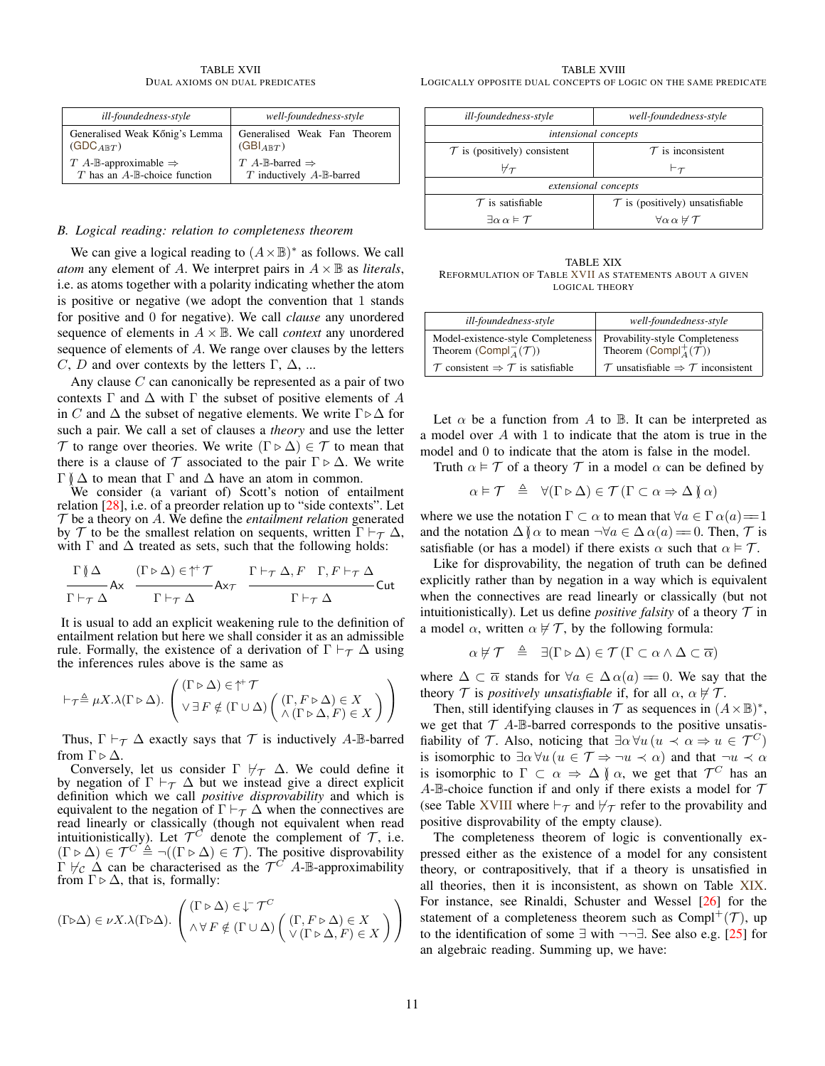TABLE XVII
DUAL AXIOMS ON DUAL PREDICATES

| *ill-foundedness-style* | *well-foundedness-style* |
|---|---|
| Generalised Weak Kőnig's Lemma ($\mathsf{GDC}_{A\mathbb{B}T}$) | Generalised Weak Fan Theorem ($\mathsf{GBI}_{A\mathbb{B}T}$) |
| $T$ $A$-$\mathbb{B}$-approximable $\Rightarrow$ $T$ has an $A$-$\mathbb{B}$-choice function | $T$ $A$-$\mathbb{B}$-barred $\Rightarrow$ $T$ inductively $A$-$\mathbb{B}$-barred |

### B. Logical reading: relation to completeness theorem

We can give a logical reading to $(A \times \mathbb{B})^*$ as follows. We call *atom* any element of $A$. We interpret pairs in $A \times \mathbb{B}$ as *literals*, i.e. as atoms together with a polarity indicating whether the atom is positive or negative (we adopt the convention that $1$ stands for positive and $0$ for negative). We call *clause* any unordered sequence of elements in $A \times \mathbb{B}$. We call *context* any unordered sequence of elements of $A$. We range over clauses by the letters $C$, $D$ and over contexts by the letters $\Gamma$, $\Delta$, ...

Any clause $C$ can canonically be represented as a pair of two contexts $\Gamma$ and $\Delta$ with $\Gamma$ the subset of positive elements of $A$ in $C$ and $\Delta$ the subset of negative elements. We write $\Gamma \triangleright \Delta$ for such a pair. We call a set of clauses a *theory* and use the letter $\mathcal{T}$ to range over theories. We write $(\Gamma \triangleright \Delta) \in \mathcal{T}$ to mean that there is a clause of $\mathcal{T}$ associated to the pair $\Gamma \triangleright \Delta$. We write $\Gamma \between \Delta$ to mean that $\Gamma$ and $\Delta$ have an atom in common.

We consider (a variant of) Scott's notion of entailment relation [28], i.e. of a preorder relation up to "side contexts". Let $\mathcal{T}$ be a theory on $A$. We define the *entailment relation* generated by $\mathcal{T}$ to be the smallest relation on sequents, written $\Gamma \vdash_{\mathcal{T}} \Delta$, with $\Gamma$ and $\Delta$ treated as sets, such that the following holds:

$$\frac{\Gamma \between \Delta}{\Gamma \vdash_{\mathcal{T}} \Delta}\mathsf{Ax} \qquad \frac{(\Gamma \triangleright \Delta) \in \uparrow^{+} \mathcal{T}}{\Gamma \vdash_{\mathcal{T}} \Delta}\mathsf{Ax}_{\mathcal{T}} \qquad \frac{\Gamma \vdash_{\mathcal{T}} \Delta, F \quad \Gamma, F \vdash_{\mathcal{T}} \Delta}{\Gamma \vdash_{\mathcal{T}} \Delta}\mathsf{Cut}$$

It is usual to add an explicit weakening rule to the definition of entailment relation but here we shall consider it as an admissible rule. Formally, the existence of a derivation of $\Gamma \vdash_{\mathcal{T}} \Delta$ using the inferences rules above is the same as

$$\vdash_{\mathcal{T}} \triangleq \mu X.\lambda(\Gamma \triangleright \Delta). \left( \begin{array}{l} (\Gamma \triangleright \Delta) \in \uparrow^{+} \mathcal{T} \\ \vee \exists F \notin (\Gamma \cup \Delta) \left( \begin{array}{l} (\Gamma, F \triangleright \Delta) \in X \\ \wedge (\Gamma \triangleright \Delta, F) \in X \end{array} \right) \end{array} \right)$$

Thus, $\Gamma \vdash_{\mathcal{T}} \Delta$ exactly says that $\mathcal{T}$ is inductively $A$-$\mathbb{B}$-barred from $\Gamma \triangleright \Delta$.

Conversely, let us consider $\Gamma \not\vdash_{\mathcal{T}} \Delta$. We could define it by negation of $\Gamma \vdash_{\mathcal{T}} \Delta$ but we instead give a direct explicit definition which we call *positive disprovability* and which is equivalent to the negation of $\Gamma \vdash_{\mathcal{T}} \Delta$ when the connectives are read linearly or classically (though not equivalent when read intuitionistically). Let $\mathcal{T}^C$ denote the complement of $\mathcal{T}$, i.e. $(\Gamma \triangleright \Delta) \in \mathcal{T}^C \triangleq \neg((\Gamma \triangleright \Delta) \in \mathcal{T})$. The positive disprovability $\Gamma \not\vdash_{\mathcal{C}} \Delta$ can be characterised as the $\mathcal{T}^C$ $A$-$\mathbb{B}$-approximability from $\Gamma \triangleright \Delta$, that is, formally:

$$(\Gamma \triangleright \Delta) \in \nu X.\lambda(\Gamma \triangleright \Delta). \left( \begin{array}{l} (\Gamma \triangleright \Delta) \in \downarrow^{-} \mathcal{T}^C \\ \wedge \forall F \notin (\Gamma \cup \Delta) \left( \begin{array}{l} (\Gamma, F \triangleright \Delta) \in X \\ \vee (\Gamma \triangleright \Delta, F) \in X \end{array} \right) \end{array} \right)$$

TABLE XVIII
LOGICALLY OPPOSITE DUAL CONCEPTS OF LOGIC ON THE SAME PREDICATE

| *ill-foundedness-style* | *well-foundedness-style* |
|---|---|
| *intensional concepts* | |
| $\mathcal{T}$ is (positively) consistent | $\mathcal{T}$ is inconsistent |
| $\not\vdash_{\mathcal{T}}$ | $\vdash_{\mathcal{T}}$ |
| *extensional concepts* | |
| $\mathcal{T}$ is satisfiable | $\mathcal{T}$ is (positively) unsatisfiable |
| $\exists \alpha\, \alpha \vDash \mathcal{T}$ | $\forall \alpha\, \alpha \not\vDash \mathcal{T}$ |

TABLE XIX
REFORMULATION OF TABLE XVII AS STATEMENTS ABOUT A GIVEN LOGICAL THEORY

| *ill-foundedness-style* | *well-foundedness-style* |
|---|---|
| Model-existence-style Completeness Theorem ($\mathsf{Compl}^{-}_{A}(\mathcal{T})$) | Provability-style Completeness Theorem ($\mathsf{Compl}^{+}_{A}(\mathcal{T})$) |
| $\mathcal{T}$ consistent $\Rightarrow$ $\mathcal{T}$ is satisfiable | $\mathcal{T}$ unsatisfiable $\Rightarrow$ $\mathcal{T}$ inconsistent |

Let $\alpha$ be a function from $A$ to $\mathbb{B}$. It can be interpreted as a model over $A$ with $1$ to indicate that the atom is true in the model and $0$ to indicate that the atom is false in the model.

Truth $\alpha \vDash \mathcal{T}$ of a theory $\mathcal{T}$ in a model $\alpha$ can be defined by

$$\alpha \vDash \mathcal{T} \quad \triangleq \quad \forall (\Gamma \triangleright \Delta) \in \mathcal{T}\, (\Gamma \subset \alpha \Rightarrow \Delta \between \alpha)$$

where we use the notation $\Gamma \subset \alpha$ to mean that $\forall a \in \Gamma\, \alpha(a) =\!= 1$ and the notation $\Delta \between \alpha$ to mean $\neg \forall a \in \Delta\, \alpha(a) =\!= 0$. Then, $\mathcal{T}$ is satisfiable (or has a model) if there exists $\alpha$ such that $\alpha \vDash \mathcal{T}$.

Like for disprovability, the negation of truth can be defined explicitly rather than by negation in a way which is equivalent when the connectives are read linearly or classically (but not intuitionistically). Let us define *positive falsity* of a theory $\mathcal{T}$ in a model $\alpha$, written $\alpha \not\vDash \mathcal{T}$, by the following formula:

$$\alpha \not\vDash \mathcal{T} \quad \triangleq \quad \exists (\Gamma \triangleright \Delta) \in \mathcal{T}\, (\Gamma \subset \alpha \wedge \Delta \subset \overline{\alpha})$$

where $\Delta \subset \overline{\alpha}$ stands for $\forall a \in \Delta\, \alpha(a) =\!= 0$. We say that the theory $\mathcal{T}$ is *positively unsatisfiable* if, for all $\alpha$, $\alpha \not\vDash \mathcal{T}$.

Then, still identifying clauses in $\mathcal{T}$ as sequences in $(A \times \mathbb{B})^*$, we get that $\mathcal{T}$ $A$-$\mathbb{B}$-barred corresponds to the positive unsatisfiability of $\mathcal{T}$. Also, noticing that $\exists \alpha\, \forall u\, (u \prec \alpha \Rightarrow u \in \mathcal{T}^C)$ is isomorphic to $\exists \alpha\, \forall u\, (u \in \mathcal{T} \Rightarrow \neg u \prec \alpha)$ and that $\neg u \prec \alpha$ is isomorphic to $\Gamma \subset \alpha \Rightarrow \Delta \between \alpha$, we get that $\mathcal{T}^C$ has an $A$-$\mathbb{B}$-choice function if and only if there exists a model for $\mathcal{T}$ (see Table XVIII where $\vdash_{\mathcal{T}}$ and $\not\vdash_{\mathcal{T}}$ refer to the provability and positive disprovability of the empty clause).

The completeness theorem of logic is conventionally expressed either as the existence of a model for any consistent theory, or contrapositively, that if a theory is unsatisfied in all theories, then it is inconsistent, as shown on Table XIX. For instance, see Rinaldi, Schuster and Wessel [26] for the statement of a completeness theorem such as $\mathsf{Compl}^{+}(\mathcal{T})$, up to the identification of some $\exists$ with $\neg\neg\exists$. See also e.g. [25] for an algebraic reading. Summing up, we have: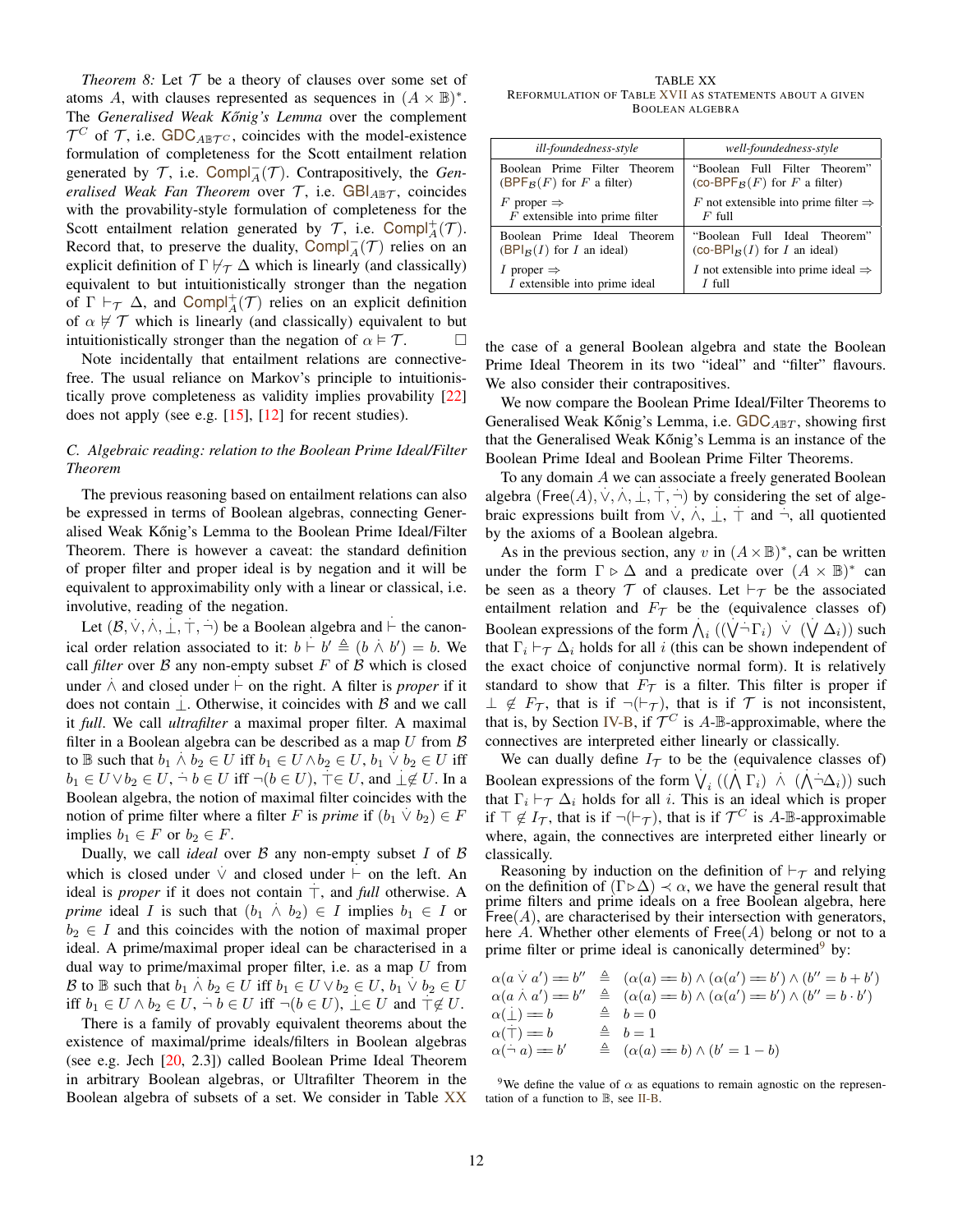*Theorem 8:* Let $\mathcal{T}$ be a theory of clauses over some set of atoms $A$, with clauses represented as sequences in $(A \times \mathbb{B})^*$. The *Generalised Weak Kőnig's Lemma* over the complement $\mathcal{T}^C$ of $\mathcal{T}$, i.e. $\mathsf{GDC}_{A\mathbb{B}\mathcal{T}^C}$, coincides with the model-existence formulation of completeness for the Scott entailment relation generated by $\mathcal{T}$, i.e. $\mathsf{Compl}^-_A(\mathcal{T})$. Contrapositively, the *Generalised Weak Fan Theorem* over $\mathcal{T}$, i.e. $\mathsf{GBI}_{A\mathbb{B}\mathcal{T}}$, coincides with the provability-style formulation of completeness for the Scott entailment relation generated by $\mathcal{T}$, i.e. $\mathsf{Compl}^+_A(\mathcal{T})$. Record that, to preserve the duality, $\mathsf{Compl}^-_A(\mathcal{T})$ relies on an explicit definition of $\Gamma \nvdash_\mathcal{T} \Delta$ which is linearly (and classically) equivalent to but intuitionistically stronger than the negation of $\Gamma \vdash_\mathcal{T} \Delta$, and $\mathsf{Compl}^+_A(\mathcal{T})$ relies on an explicit definition of $\alpha \nvDash \mathcal{T}$ which is linearly (and classically) equivalent to but intuitionistically stronger than the negation of $\alpha \vDash \mathcal{T}$. □

Note incidentally that entailment relations are connective-free. The usual reliance on Markov's principle to intuitionistically prove completeness as validity implies provability [22] does not apply (see e.g. [15], [12] for recent studies).

### C. Algebraic reading: relation to the Boolean Prime Ideal/Filter Theorem

The previous reasoning based on entailment relations can also be expressed in terms of Boolean algebras, connecting Generalised Weak Kőnig's Lemma to the Boolean Prime Ideal/Filter Theorem. There is however a caveat: the standard definition of proper filter and proper ideal is by negation and it will be equivalent to approximability only with a linear or classical, i.e. involutive, reading of the negation.

Let $(\mathcal{B}, \dot\vee, \dot\wedge, \dot\bot, \dot\top, \dot\neg)$ be a Boolean algebra and $\dot\vdash$ the canonical order relation associated to it: $b \dot\vdash b' \triangleq (b \dot\wedge b') = b$. We call *filter* over $\mathcal{B}$ any non-empty subset $F$ of $\mathcal{B}$ which is closed under $\dot\wedge$ and closed under $\dot\vdash$ on the right. A filter is *proper* if it does not contain $\dot\bot$. Otherwise, it coincides with $\mathcal{B}$ and we call it *full*. We call *ultrafilter* a maximal proper filter. A maximal filter in a Boolean algebra can be described as a map $U$ from $\mathcal{B}$ to $\mathbb{B}$ such that $b_1 \dot\wedge b_2 \in U$ iff $b_1 \in U \wedge b_2 \in U$, $b_1 \dot\vee b_2 \in U$ iff $b_1 \in U \vee b_2 \in U$, $\dot\neg\, b \in U$ iff $\neg(b \in U)$, $\dot\top \in U$, and $\dot\bot \notin U$. In a Boolean algebra, the notion of maximal filter coincides with the notion of prime filter where a filter $F$ is *prime* if $(b_1 \dot\vee b_2) \in F$ implies $b_1 \in F$ or $b_2 \in F$.

Dually, we call *ideal* over $\mathcal{B}$ any non-empty subset $I$ of $\mathcal{B}$ which is closed under $\dot\vee$ and closed under $\dot\vdash$ on the left. An ideal is *proper* if it does not contain $\dot\top$, and *full* otherwise. A *prime* ideal $I$ is such that $(b_1 \dot\wedge b_2) \in I$ implies $b_1 \in I$ or $b_2 \in I$ and this coincides with the notion of maximal proper ideal. A prime/maximal proper ideal can be characterised in a dual way to prime/maximal proper filter, i.e. as a map $U$ from $\mathcal{B}$ to $\mathbb{B}$ such that $b_1 \dot\wedge b_2 \in U$ iff $b_1 \in U \vee b_2 \in U$, $b_1 \dot\vee b_2 \in U$ iff $b_1 \in U \wedge b_2 \in U$, $\dot\neg\, b \in U$ iff $\neg(b \in U)$, $\dot\bot \in U$ and $\dot\top \notin U$.

There is a family of provably equivalent theorems about the existence of maximal/prime ideals/filters in Boolean algebras (see e.g. Jech [20, 2.3]) called Boolean Prime Ideal Theorem in arbitrary Boolean algebras, or Ultrafilter Theorem in the Boolean algebra of subsets of a set. We consider in Table XX the case of a general Boolean algebra and state the Boolean Prime Ideal Theorem in its two "ideal" and "filter" flavours. We also consider their contrapositives.

TABLE XX
REFORMULATION OF TABLE XVII AS STATEMENTS ABOUT A GIVEN BOOLEAN ALGEBRA

| *ill-foundedness-style* | *well-foundedness-style* |
|---|---|
| Boolean Prime Filter Theorem ($\mathsf{BPF}_\mathcal{B}(F)$ for $F$ a filter) | "Boolean Full Filter Theorem" ($\mathsf{co\text{-}BPF}_\mathcal{B}(F)$ for $F$ a filter) |
| $F$ proper $\Rightarrow$ $F$ extensible into prime filter | $F$ not extensible into prime filter $\Rightarrow$ $F$ full |
| Boolean Prime Ideal Theorem ($\mathsf{BPI}_\mathcal{B}(I)$ for $I$ an ideal) | "Boolean Full Ideal Theorem" ($\mathsf{co\text{-}BPI}_\mathcal{B}(I)$ for $I$ an ideal) |
| $I$ proper $\Rightarrow$ $I$ extensible into prime ideal | $I$ not extensible into prime ideal $\Rightarrow$ $I$ full |

We now compare the Boolean Prime Ideal/Filter Theorems to Generalised Weak Kőnig's Lemma, i.e. $\mathsf{GDC}_{A\mathbb{B}\mathcal{T}}$, showing first that the Generalised Weak Kőnig's Lemma is an instance of the Boolean Prime Ideal and Boolean Prime Filter Theorems.

To any domain $A$ we can associate a freely generated Boolean algebra $(\mathsf{Free}(A), \dot\vee, \dot\wedge, \dot\bot, \dot\top, \dot\neg)$ by considering the set of algebraic expressions built from $\dot\vee$, $\dot\wedge$, $\dot\bot$, $\dot\top$ and $\dot\neg$, all quotiented by the axioms of a Boolean algebra.

As in the previous section, any $v$ in $(A \times \mathbb{B})^*$, can be written under the form $\Gamma \triangleright \Delta$ and a predicate over $(A \times \mathbb{B})^*$ can be seen as a theory $\mathcal{T}$ of clauses. Let $\vdash_\mathcal{T}$ be the associated entailment relation and $F_\mathcal{T}$ be the (equivalence classes of) Boolean expressions of the form $\dot\bigwedge_i\, ((\dot\bigvee \dot\neg \Gamma_i) \;\dot\vee\; (\dot\bigvee \Delta_i))$ such that $\Gamma_i \vdash_\mathcal{T} \Delta_i$ holds for all $i$ (this can be shown independent of the exact choice of conjunctive normal form). It is relatively standard to show that $F_\mathcal{T}$ is a filter. This filter is proper if $\dot\bot \notin F_\mathcal{T}$, that is if $\neg(\vdash_\mathcal{T})$, that is if $\mathcal{T}$ is not inconsistent, that is, by Section IV-B, if $\mathcal{T}^C$ is $A$-$\mathbb{B}$-approximable, where the connectives are interpreted either linearly or classically.

We can dually define $I_\mathcal{T}$ to be the (equivalence classes of) Boolean expressions of the form $\dot\bigvee_i\, ((\dot\bigwedge \Gamma_i) \;\dot\wedge\; (\dot\bigwedge \dot\neg \Delta_i))$ such that $\Gamma_i \vdash_\mathcal{T} \Delta_i$ holds for all $i$. This is an ideal which is proper if $\dot\top \notin I_\mathcal{T}$, that is if $\neg(\vdash_\mathcal{T})$, that is if $\mathcal{T}^C$ is $A$-$\mathbb{B}$-approximable where, again, the connectives are interpreted either linearly or classically.

Reasoning by induction on the definition of $\vdash_\mathcal{T}$ and relying on the definition of $(\Gamma \triangleright \Delta) \prec \alpha$, we have the general result that prime filters and prime ideals on a free Boolean algebra, here $\mathsf{Free}(A)$, are characterised by their intersection with generators, here $A$. Whether other elements of $\mathsf{Free}(A)$ belong or not to a prime filter or prime ideal is canonically determined[9] by:

$$
\begin{array}{lcl}
\alpha(a \,\dot\vee\, a') = b'' & \triangleq & (\alpha(a) = b) \wedge (\alpha(a') = b') \wedge (b'' = b + b') \\
\alpha(a \,\dot\wedge\, a') = b'' & \triangleq & (\alpha(a) = b) \wedge (\alpha(a') = b') \wedge (b'' = b \cdot b') \\
\alpha(\dot\bot) = b & \triangleq & b = 0 \\
\alpha(\dot\top) = b & \triangleq & b = 1 \\
\alpha(\dot\neg\, a) = b' & \triangleq & (\alpha(a) = b) \wedge (b' = 1 - b)
\end{array}
$$

[9] We define the value of $\alpha$ as equations to remain agnostic on the representation of a function to $\mathbb{B}$, see II-B.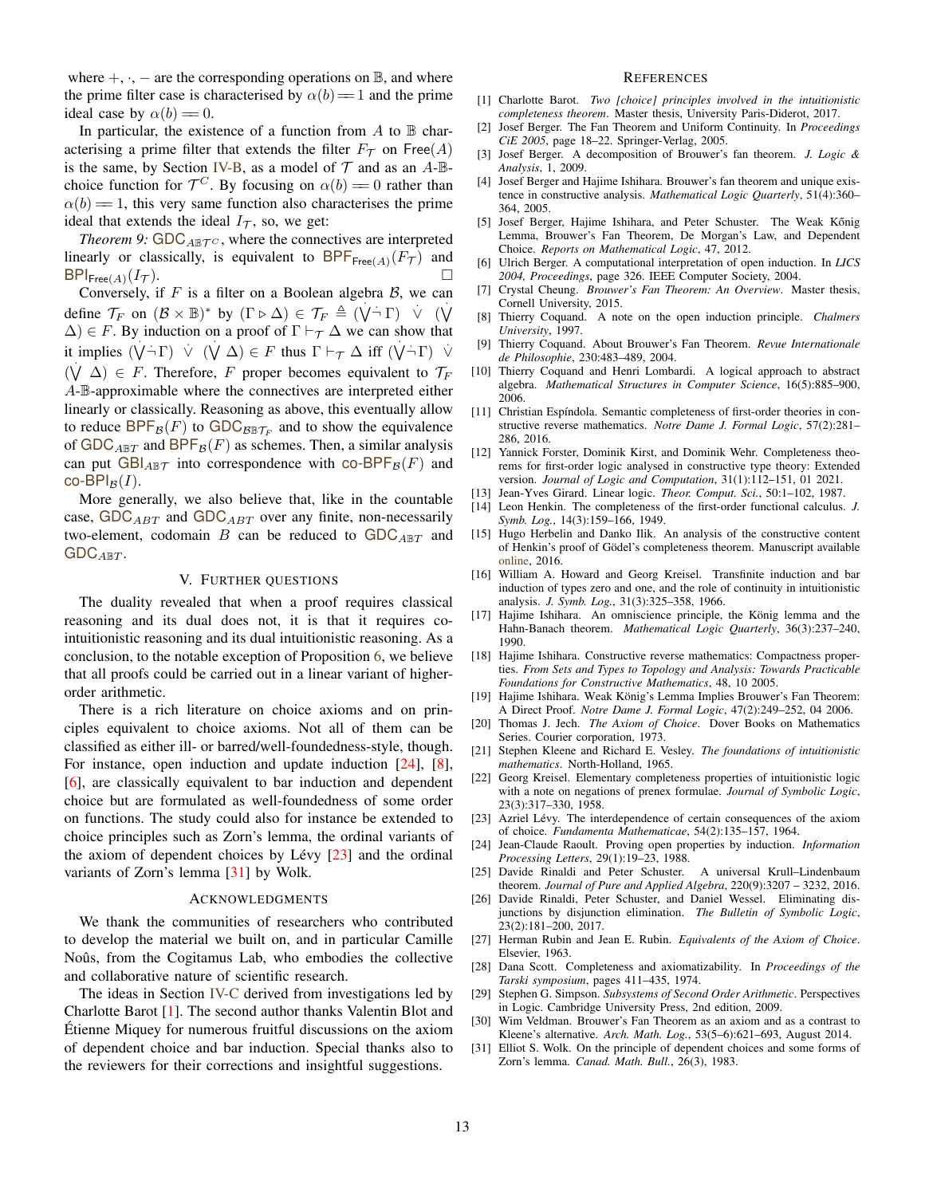where $+, \cdot, -$ are the corresponding operations on $\mathbb{B}$, and where the prime filter case is characterised by $\alpha(b) == 1$ and the prime ideal case by $\alpha(b) == 0$.

In particular, the existence of a function from $A$ to $\mathbb{B}$ characterising a prime filter that extends the filter $F_{\mathcal{T}}$ on $\mathsf{Free}(A)$ is the same, by Section IV-B, as a model of $\mathcal{T}$ and as an $A$-$\mathbb{B}$-choice function for $\mathcal{T}^C$. By focusing on $\alpha(b) == 0$ rather than $\alpha(b) == 1$, this very same function also characterises the prime ideal that extends the ideal $I_{\mathcal{T}}$, so, we get:

*Theorem 9:* $\mathsf{GDC}_{A\mathbb{B}\mathcal{T}^C}$, where the connectives are interpreted linearly or classically, is equivalent to $\mathsf{BPF}_{\mathsf{Free}(A)}(F_{\mathcal{T}})$ and $\mathsf{BPI}_{\mathsf{Free}(A)}(I_{\mathcal{T}})$. □

Conversely, if $F$ is a filter on a Boolean algebra $\mathcal{B}$, we can define $\mathcal{T}_F$ on $(\mathcal{B} \times \mathbb{B})^*$ by $(\Gamma \rhd \Delta) \in \mathcal{T}_F \triangleq (\dot{\bigvee} \dot{\neg}\, \Gamma) \;\dot{\vee}\; (\dot{\bigvee}\, \Delta) \in F$. By induction on a proof of $\Gamma \vdash_{\mathcal{T}} \Delta$ we can show that it implies $(\dot{\bigvee} \dot{\neg}\, \Gamma) \;\dot{\vee}\; (\dot{\bigvee}\, \Delta) \in F$ thus $\Gamma \vdash_{\mathcal{T}} \Delta$ iff $(\dot{\bigvee} \dot{\neg}\, \Gamma) \;\dot{\vee}\; (\dot{\bigvee}\, \Delta) \in F$. Therefore, $F$ proper becomes equivalent to $\mathcal{T}_F$ $A$-$\mathbb{B}$-approximable where the connectives are interpreted either linearly or classically. Reasoning as above, this eventually allow to reduce $\mathsf{BPF}_{\mathcal{B}}(F)$ to $\mathsf{GDC}_{\mathcal{B}\mathbb{B}\mathcal{T}_F}$ and to show the equivalence of $\mathsf{GDC}_{A\mathbb{B}\mathcal{T}}$ and $\mathsf{BPF}_{\mathcal{B}}(F)$ as schemes. Then, a similar analysis can put $\mathsf{GBI}_{A\mathbb{B}\mathcal{T}}$ into correspondence with $\mathsf{co}\text{-}\mathsf{BPF}_{\mathcal{B}}(F)$ and $\mathsf{co}\text{-}\mathsf{BPI}_{\mathcal{B}}(I)$.

More generally, we also believe that, like in the countable case, $\mathsf{GDC}_{ABT}$ and $\mathsf{GDC}_{ABT}$ over any finite, non-necessarily two-element, codomain $B$ can be reduced to $\mathsf{GDC}_{A\mathbb{B}T}$ and $\mathsf{GDC}_{A\mathbb{B}T}$.

## V. Further questions

The duality revealed that when a proof requires classical reasoning and its dual does not, it is that it requires co-intuitionistic reasoning and its dual intuitionistic reasoning. As a conclusion, to the notable exception of Proposition 6, we believe that all proofs could be carried out in a linear variant of higher-order arithmetic.

There is a rich literature on choice axioms and on principles equivalent to choice axioms. Not all of them can be classified as either ill- or barred/well-foundedness-style, though. For instance, open induction and update induction [24], [8], [6], are classically equivalent to bar induction and dependent choice but are formulated as well-foundedness of some order on functions. The study could also for instance be extended to choice principles such as Zorn's lemma, the ordinal variants of the axiom of dependent choices by Lévy [23] and the ordinal variants of Zorn's lemma [31] by Wolk.

## Acknowledgments

We thank the communities of researchers who contributed to develop the material we built on, and in particular Camille Noûs, from the Cogitamus Lab, who embodies the collective and collaborative nature of scientific research.

The ideas in Section IV-C derived from investigations led by Charlotte Barot [1]. The second author thanks Valentin Blot and Étienne Miquey for numerous fruitful discussions on the axiom of dependent choice and bar induction. Special thanks also to the reviewers for their corrections and insightful suggestions.

## References

[1] Charlotte Barot. *Two [choice] principles involved in the intuitionistic completeness theorem*. Master thesis, University Paris-Diderot, 2017.

[2] Josef Berger. The Fan Theorem and Uniform Continuity. In *Proceedings CiE 2005*, page 18–22. Springer-Verlag, 2005.

[3] Josef Berger. A decomposition of Brouwer's fan theorem. *J. Logic & Analysis*, 1, 2009.

[4] Josef Berger and Hajime Ishihara. Brouwer's fan theorem and unique existence in constructive analysis. *Mathematical Logic Quarterly*, 51(4):360–364, 2005.

[5] Josef Berger, Hajime Ishihara, and Peter Schuster. The Weak Kőnig Lemma, Brouwer's Fan Theorem, De Morgan's Law, and Dependent Choice. *Reports on Mathematical Logic*, 47, 2012.

[6] Ulrich Berger. A computational interpretation of open induction. In *LICS 2004, Proceedings*, page 326. IEEE Computer Society, 2004.

[7] Crystal Cheung. *Brouwer's Fan Theorem: An Overview*. Master thesis, Cornell University, 2015.

[8] Thierry Coquand. A note on the open induction principle. *Chalmers University*, 1997.

[9] Thierry Coquand. About Brouwer's Fan Theorem. *Revue Internationale de Philosophie*, 230:483–489, 2004.

[10] Thierry Coquand and Henri Lombardi. A logical approach to abstract algebra. *Mathematical Structures in Computer Science*, 16(5):885–900, 2006.

[11] Christian Espíndola. Semantic completeness of first-order theories in constructive reverse mathematics. *Notre Dame J. Formal Logic*, 57(2):281–286, 2016.

[12] Yannick Forster, Dominik Kirst, and Dominik Wehr. Completeness theorems for first-order logic analysed in constructive type theory: Extended version. *Journal of Logic and Computation*, 31(1):112–151, 01 2021.

[13] Jean-Yves Girard. Linear logic. *Theor. Comput. Sci.*, 50:1–102, 1987.

[14] Leon Henkin. The completeness of the first-order functional calculus. *J. Symb. Log.*, 14(3):159–166, 1949.

[15] Hugo Herbelin and Danko Ilik. An analysis of the constructive content of Henkin's proof of Gödel's completeness theorem. Manuscript available online, 2016.

[16] William A. Howard and Georg Kreisel. Transfinite induction and bar induction of types zero and one, and the role of continuity in intuitionistic analysis. *J. Symb. Log.*, 31(3):325–358, 1966.

[17] Hajime Ishihara. An omniscience principle, the König lemma and the Hahn-Banach theorem. *Mathematical Logic Quarterly*, 36(3):237–240, 1990.

[18] Hajime Ishihara. Constructive reverse mathematics: Compactness properties. *From Sets and Types to Topology and Analysis: Towards Practicable Foundations for Constructive Mathematics*, 48, 10 2005.

[19] Hajime Ishihara. Weak König's Lemma Implies Brouwer's Fan Theorem: A Direct Proof. *Notre Dame J. Formal Logic*, 47(2):249–252, 04 2006.

[20] Thomas J. Jech. *The Axiom of Choice*. Dover Books on Mathematics Series. Courier corporation, 1973.

[21] Stephen Kleene and Richard E. Vesley. *The foundations of intuitionistic mathematics*. North-Holland, 1965.

[22] Georg Kreisel. Elementary completeness properties of intuitionistic logic with a note on negations of prenex formulae. *Journal of Symbolic Logic*, 23(3):317–330, 1958.

[23] Azriel Lévy. The interdependence of certain consequences of the axiom of choice. *Fundamenta Mathematicae*, 54(2):135–157, 1964.

[24] Jean-Claude Raoult. Proving open properties by induction. *Information Processing Letters*, 29(1):19–23, 1988.

[25] Davide Rinaldi and Peter Schuster. A universal Krull–Lindenbaum theorem. *Journal of Pure and Applied Algebra*, 220(9):3207 – 3232, 2016.

[26] Davide Rinaldi, Peter Schuster, and Daniel Wessel. Eliminating disjunctions by disjunction elimination. *The Bulletin of Symbolic Logic*, 23(2):181–200, 2017.

[27] Herman Rubin and Jean E. Rubin. *Equivalents of the Axiom of Choice*. Elsevier, 1963.

[28] Dana Scott. Completeness and axiomatizability. In *Proceedings of the Tarski symposium*, pages 411–435, 1974.

[29] Stephen G. Simpson. *Subsystems of Second Order Arithmetic*. Perspectives in Logic. Cambridge University Press, 2nd edition, 2009.

[30] Wim Veldman. Brouwer's Fan Theorem as an axiom and as a contrast to Kleene's alternative. *Arch. Math. Log.*, 53(5–6):621–693, August 2014.

[31] Elliot S. Wolk. On the principle of dependent choices and some forms of Zorn's lemma. *Canad. Math. Bull.*, 26(3), 1983.